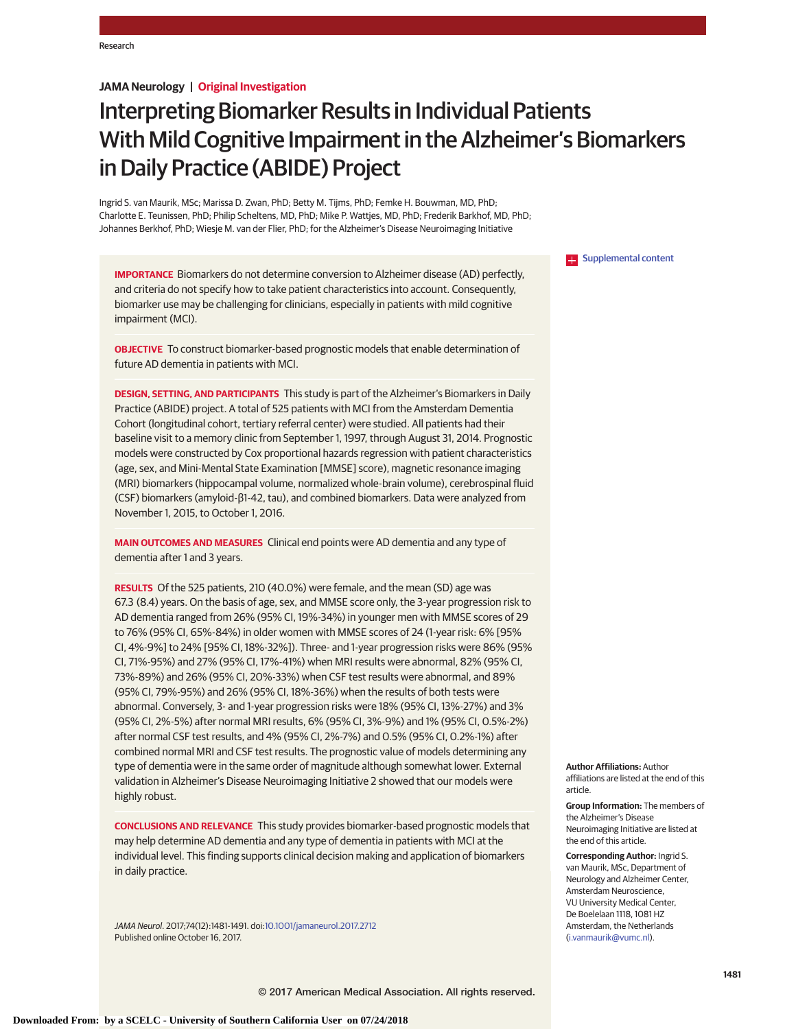JAMA Neurology | Original Investigation

# Interpreting Biomarker Results in Individual Patients With Mild Cognitive Impairment in the Alzheimer's Biomarkers in Daily Practice (ABIDE) Project

Ingrid S. van Maurik, MSc; Marissa D. Zwan, PhD; Betty M. Tijms, PhD; Femke H. Bouwman, MD, PhD; Charlotte E. Teunissen, PhD; Philip Scheltens, MD, PhD; Mike P. Wattjes, MD, PhD; Frederik Barkhof, MD, PhD; Johannes Berkhof, PhD; Wiesje M. van der Flier, PhD; for the Alzheimer's Disease Neuroimaging Initiative

Supplemental content

**IMPORTANCE** Biomarkers do not determine conversion to Alzheimer disease (AD) perfectly, and criteria do not specify how to take patient characteristics into account. Consequently, biomarker use may be challenging for clinicians, especially in patients with mild cognitive impairment (MCI).

**OBJECTIVE** To construct biomarker-based prognostic models that enable determination of future AD dementia in patients with MCI.

**DESIGN, SETTING, AND PARTICIPANTS** This study is part of the Alzheimer's Biomarkers in Daily Practice (ABIDE) project. A total of 525 patients with MCI from the Amsterdam Dementia Cohort (longitudinal cohort, tertiary referral center) were studied. All patients had their baseline visit to a memory clinic from September 1, 1997, through August 31, 2014. Prognostic models were constructed by Cox proportional hazards regression with patient characteristics (age, sex, and Mini-Mental State Examination [MMSE] score), magnetic resonance imaging (MRI) biomarkers (hippocampal volume, normalized whole-brain volume), cerebrospinal fluid (CSF) biomarkers (amyloid-β1-42, tau), and combined biomarkers. Data were analyzed from November 1, 2015, to October 1, 2016.

**MAIN OUTCOMES AND MEASURES** Clinical end points were AD dementia and any type of dementia after 1 and 3 years.

**RESULTS** Of the 525 patients, 210 (40.0%) were female, and the mean (SD) age was 67.3 (8.4) years. On the basis of age, sex, and MMSE score only, the 3-year progression risk to AD dementia ranged from 26% (95% CI, 19%-34%) in younger men with MMSE scores of 29 to 76% (95% CI, 65%-84%) in older women with MMSE scores of 24 (1-year risk: 6% [95% CI, 4%-9%] to 24% [95% CI, 18%-32%]). Three- and 1-year progression risks were 86% (95% CI, 71%-95%) and 27% (95% CI, 17%-41%) when MRI results were abnormal, 82% (95% CI, 73%-89%) and 26% (95% CI, 20%-33%) when CSF test results were abnormal, and 89% (95% CI, 79%-95%) and 26% (95% CI, 18%-36%) when the results of both tests were abnormal. Conversely, 3- and 1-year progression risks were 18% (95% CI, 13%-27%) and 3% (95% CI, 2%-5%) after normal MRI results, 6% (95% CI, 3%-9%) and 1% (95% CI, 0.5%-2%) after normal CSF test results, and 4% (95% CI, 2%-7%) and 0.5% (95% CI, 0.2%-1%) after combined normal MRI and CSF test results. The prognostic value of models determining any type of dementia were in the same order of magnitude although somewhat lower. External validation in Alzheimer's Disease Neuroimaging Initiative 2 showed that our models were highly robust.

**CONCLUSIONS AND RELEVANCE** This study provides biomarker-based prognostic models that may help determine AD dementia and any type of dementia in patients with MCI at the individual level. This finding supports clinical decision making and application of biomarkers in daily practice.

*JAMA Neurol*. 2017;74(12):1481-1491. doi:10.1001/jamaneurol.2017.2712
Published online October 16, 2017.

**Author Affiliations:** Author affiliations are listed at the end of this article.

**Group Information:** The members of the Alzheimer's Disease Neuroimaging Initiative are listed at the end of this article.

**Corresponding Author:** Ingrid S. van Maurik, MSc, Department of Neurology and Alzheimer Center, Amsterdam Neuroscience, VU University Medical Center, De Boelelaan 1118, 1081 HZ Amsterdam, the Netherlands (i.vanmaurik@vumc.nl).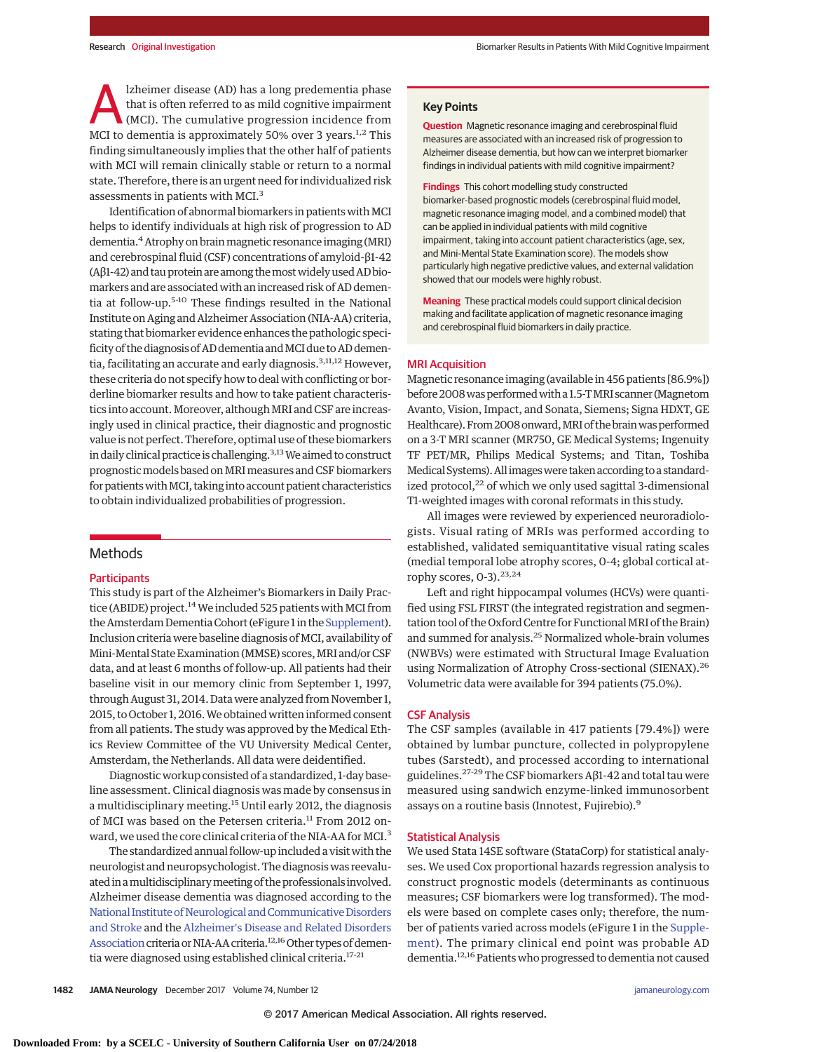Alzheimer disease (AD) has a long predementia phase that is often referred to as mild cognitive impairment (MCI). The cumulative progression incidence from MCI to dementia is approximately 50% over 3 years.[1,2] This finding simultaneously implies that the other half of patients with MCI will remain clinically stable or return to a normal state. Therefore, there is an urgent need for individualized risk assessments in patients with MCI.[3]

Identification of abnormal biomarkers in patients with MCI helps to identify individuals at high risk of progression to AD dementia.[4] Atrophy on brain magnetic resonance imaging (MRI) and cerebrospinal fluid (CSF) concentrations of amyloid-β1-42 (Aβ1-42) and tau protein are among the most widely used AD biomarkers and are associated with an increased risk of AD dementia at follow-up.[5-10] These findings resulted in the National Institute on Aging and Alzheimer Association (NIA-AA) criteria, stating that biomarker evidence enhances the pathologic specificity of the diagnosis of AD dementia and MCI due to AD dementia, facilitating an accurate and early diagnosis.[3,11,12] However, these criteria do not specify how to deal with conflicting or borderline biomarker results and how to take patient characteristics into account. Moreover, although MRI and CSF are increasingly used in clinical practice, their diagnostic and prognostic value is not perfect. Therefore, optimal use of these biomarkers in daily clinical practice is challenging.[3,13] We aimed to construct prognostic models based on MRI measures and CSF biomarkers for patients with MCI, taking into account patient characteristics to obtain individualized probabilities of progression.

> **Key Points**
>
> **Question** Magnetic resonance imaging and cerebrospinal fluid measures are associated with an increased risk of progression to Alzheimer disease dementia, but how can we interpret biomarker findings in individual patients with mild cognitive impairment?
>
> **Findings** This cohort modelling study constructed biomarker-based prognostic models (cerebrospinal fluid model, magnetic resonance imaging model, and a combined model) that can be applied in individual patients with mild cognitive impairment, taking into account patient characteristics (age, sex, and Mini-Mental State Examination score). The models show particularly high negative predictive values, and external validation showed that our models were highly robust.
>
> **Meaning** These practical models could support clinical decision making and facilitate application of magnetic resonance imaging and cerebrospinal fluid biomarkers in daily practice.

## Methods

### Participants

This study is part of the Alzheimer's Biomarkers in Daily Practice (ABIDE) project.[14] We included 525 patients with MCI from the Amsterdam Dementia Cohort (eFigure 1 in the Supplement). Inclusion criteria were baseline diagnosis of MCI, availability of Mini-Mental State Examination (MMSE) scores, MRI and/or CSF data, and at least 6 months of follow-up. All patients had their baseline visit in our memory clinic from September 1, 1997, through August 31, 2014. Data were analyzed from November 1, 2015, to October 1, 2016. We obtained written informed consent from all patients. The study was approved by the Medical Ethics Review Committee of the VU University Medical Center, Amsterdam, the Netherlands. All data were deidentified.

Diagnostic workup consisted of a standardized, 1-day baseline assessment. Clinical diagnosis was made by consensus in a multidisciplinary meeting.[15] Until early 2012, the diagnosis of MCI was based on the Petersen criteria.[11] From 2012 onward, we used the core clinical criteria of the NIA-AA for MCI.[3]

The standardized annual follow-up included a visit with the neurologist and neuropsychologist. The diagnosis was reevaluated in a multidisciplinary meeting of the professionals involved. Alzheimer disease dementia was diagnosed according to the National Institute of Neurological and Communicative Disorders and Stroke and the Alzheimer's Disease and Related Disorders Association criteria or NIA-AA criteria.[12,16] Other types of dementia were diagnosed using established clinical criteria.[17-21]

### MRI Acquisition

Magnetic resonance imaging (available in 456 patients [86.9%]) before 2008 was performed with a 1.5-T MRI scanner (Magnetom Avanto, Vision, Impact, and Sonata, Siemens; Signa HDXT, GE Healthcare). From 2008 onward, MRI of the brain was performed on a 3-T MRI scanner (MR750, GE Medical Systems; Ingenuity TF PET/MR, Philips Medical Systems; and Titan, Toshiba Medical Systems). All images were taken according to a standardized protocol,[22] of which we only used sagittal 3-dimensional T1-weighted images with coronal reformats in this study.

All images were reviewed by experienced neuroradiologists. Visual rating of MRIs was performed according to established, validated semiquantitative visual rating scales (medial temporal lobe atrophy scores, 0-4; global cortical atrophy scores, 0-3).[23,24]

Left and right hippocampal volumes (HCVs) were quantified using FSL FIRST (the integrated registration and segmentation tool of the Oxford Centre for Functional MRI of the Brain) and summed for analysis.[25] Normalized whole-brain volumes (NWBVs) were estimated with Structural Image Evaluation using Normalization of Atrophy Cross-sectional (SIENAX).[26] Volumetric data were available for 394 patients (75.0%).

### CSF Analysis

The CSF samples (available in 417 patients [79.4%]) were obtained by lumbar puncture, collected in polypropylene tubes (Sarstedt), and processed according to international guidelines.[27-29] The CSF biomarkers Aβ1-42 and total tau were measured using sandwich enzyme-linked immunosorbent assays on a routine basis (Innotest, Fujirebio).[9]

### Statistical Analysis

We used Stata 14SE software (StataCorp) for statistical analyses. We used Cox proportional hazards regression analysis to construct prognostic models (determinants as continuous measures; CSF biomarkers were log transformed). The models were based on complete cases only; therefore, the number of patients varied across models (eFigure 1 in the Supplement). The primary clinical end point was probable AD dementia.[12,16] Patients who progressed to dementia not caused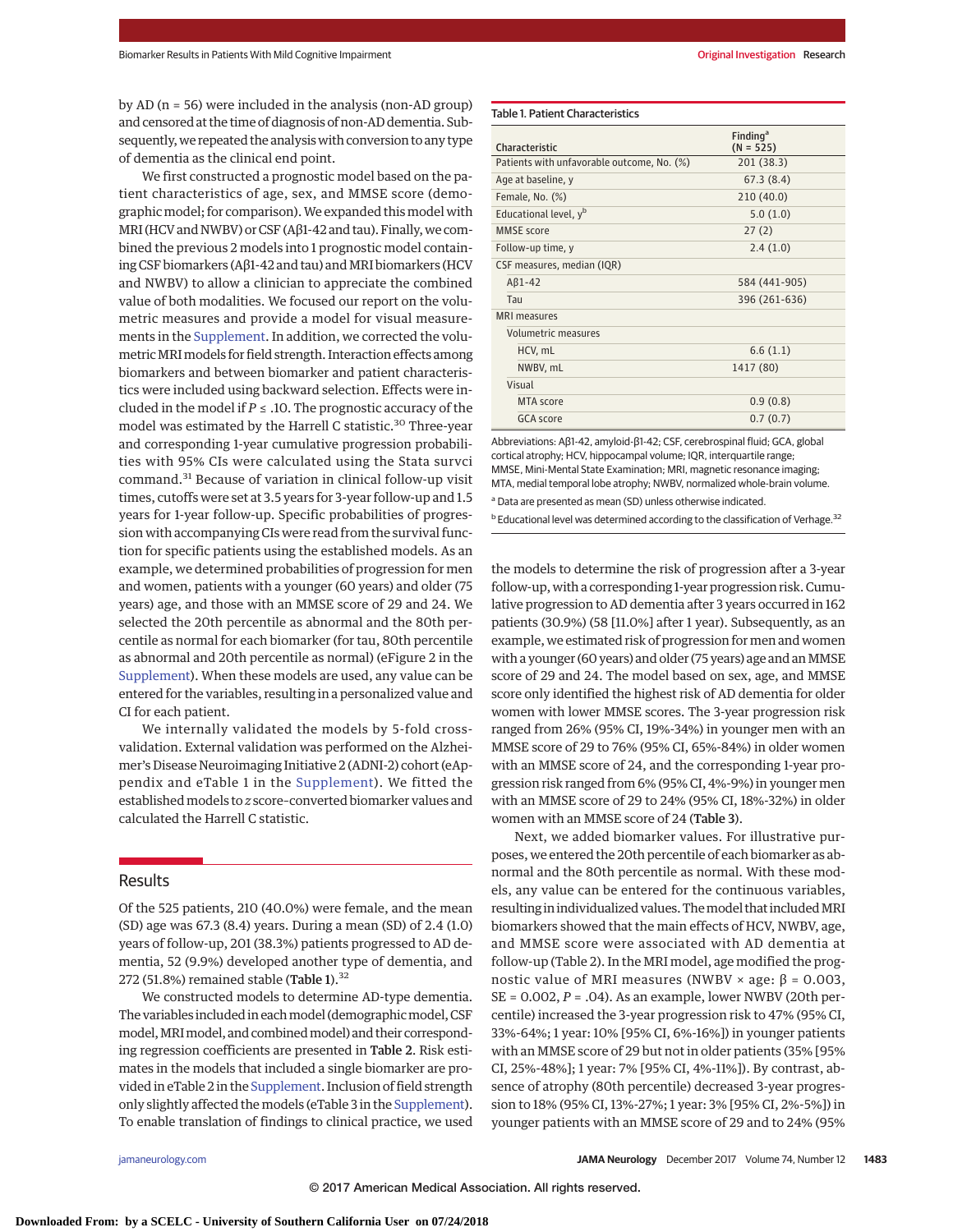by AD (n = 56) were included in the analysis (non-AD group) and censored at the time of diagnosis of non-AD dementia. Subsequently, we repeated the analysis with conversion to any type of dementia as the clinical end point.

We first constructed a prognostic model based on the patient characteristics of age, sex, and MMSE score (demographic model; for comparison). We expanded this model with MRI (HCV and NWBV) or CSF (Aβ1-42 and tau). Finally, we combined the previous 2 models into 1 prognostic model containing CSF biomarkers (Aβ1-42 and tau) and MRI biomarkers (HCV and NWBV) to allow a clinician to appreciate the combined value of both modalities. We focused our report on the volumetric measures and provide a model for visual measurements in the Supplement. In addition, we corrected the volumetric MRI models for field strength. Interaction effects among biomarkers and between biomarker and patient characteristics were included using backward selection. Effects were included in the model if $P \leq .10$. The prognostic accuracy of the model was estimated by the Harrell C statistic.[30] Three-year and corresponding 1-year cumulative progression probabilities with 95% CIs were calculated using the Stata survci command.[31] Because of variation in clinical follow-up visit times, cutoffs were set at 3.5 years for 3-year follow-up and 1.5 years for 1-year follow-up. Specific probabilities of progression with accompanying CIs were read from the survival function for specific patients using the established models. As an example, we determined probabilities of progression for men and women, patients with a younger (60 years) and older (75 years) age, and those with an MMSE score of 29 and 24. We selected the 20th percentile as abnormal and the 80th percentile as normal for each biomarker (for tau, 80th percentile as abnormal and 20th percentile as normal) (eFigure 2 in the Supplement). When these models are used, any value can be entered for the variables, resulting in a personalized value and CI for each patient.

We internally validated the models by 5-fold cross-validation. External validation was performed on the Alzheimer's Disease Neuroimaging Initiative 2 (ADNI-2) cohort (eAppendix and eTable 1 in the Supplement). We fitted the established models to *z* score-converted biomarker values and calculated the Harrell C statistic.

## Results

Of the 525 patients, 210 (40.0%) were female, and the mean (SD) age was 67.3 (8.4) years. During a mean (SD) of 2.4 (1.0) years of follow-up, 201 (38.3%) patients progressed to AD dementia, 52 (9.9%) developed another type of dementia, and 272 (51.8%) remained stable (**Table 1**).[32]

We constructed models to determine AD-type dementia. The variables included in each model (demographic model, CSF model, MRI model, and combined model) and their corresponding regression coefficients are presented in **Table 2**. Risk estimates in the models that included a single biomarker are provided in eTable 2 in the Supplement. Inclusion of field strength only slightly affected the models (eTable 3 in the Supplement). To enable translation of findings to clinical practice, we used the models to determine the risk of progression after a 3-year follow-up, with a corresponding 1-year progression risk. Cumulative progression to AD dementia after 3 years occurred in 162 patients (30.9%) (58 [11.0%] after 1 year). Subsequently, as an example, we estimated risk of progression for men and women with a younger (60 years) and older (75 years) age and an MMSE score of 29 and 24. The model based on sex, age, and MMSE score only identified the highest risk of AD dementia for older women with lower MMSE scores. The 3-year progression risk ranged from 26% (95% CI, 19%-34%) in younger men with an MMSE score of 29 to 76% (95% CI, 65%-84%) in older women with an MMSE score of 24, and the corresponding 1-year progression risk ranged from 6% (95% CI, 4%-9%) in younger men with an MMSE score of 29 to 24% (95% CI, 18%-32%) in older women with an MMSE score of 24 (**Table 3**).

Next, we added biomarker values. For illustrative purposes, we entered the 20th percentile of each biomarker as abnormal and the 80th percentile as normal. With these models, any value can be entered for the continuous variables, resulting in individualized values. The model that included MRI biomarkers showed that the main effects of HCV, NWBV, age, and MMSE score were associated with AD dementia at follow-up (Table 2). In the MRI model, age modified the prognostic value of MRI measures (NWBV × age: β = 0.003, SE = 0.002, $P = .04$). As an example, lower NWBV (20th percentile) increased the 3-year progression risk to 47% (95% CI, 33%-64%; 1 year: 10% [95% CI, 6%-16%]) in younger patients with an MMSE score of 29 but not in older patients (35% [95% CI, 25%-48%]; 1 year: 7% [95% CI, 4%-11%]). By contrast, absence of atrophy (80th percentile) decreased 3-year progression to 18% (95% CI, 13%-27%; 1 year: 3% [95% CI, 2%-5%]) in younger patients with an MMSE score of 29 and to 24% (95%

**Table 1. Patient Characteristics**

| Characteristic | Finding[a] (N = 525) |
|---|---|
| Patients with unfavorable outcome, No. (%) | 201 (38.3) |
| Age at baseline, y | 67.3 (8.4) |
| Female, No. (%) | 210 (40.0) |
| Educational level, y[b] | 5.0 (1.0) |
| MMSE score | 27 (2) |
| Follow-up time, y | 2.4 (1.0) |
| CSF measures, median (IQR) | |
| Aβ1-42 | 584 (441-905) |
| Tau | 396 (261-636) |
| MRI measures | |
| Volumetric measures | |
| HCV, mL | 6.6 (1.1) |
| NWBV, mL | 1417 (80) |
| Visual | |
| MTA score | 0.9 (0.8) |
| GCA score | 0.7 (0.7) |

Abbreviations: Aβ1-42, amyloid-β1-42; CSF, cerebrospinal fluid; GCA, global cortical atrophy; HCV, hippocampal volume; IQR, interquartile range; MMSE, Mini-Mental State Examination; MRI, magnetic resonance imaging; MTA, medial temporal lobe atrophy; NWBV, normalized whole-brain volume.

[a] Data are presented as mean (SD) unless otherwise indicated.

[b] Educational level was determined according to the classification of Verhage.[32]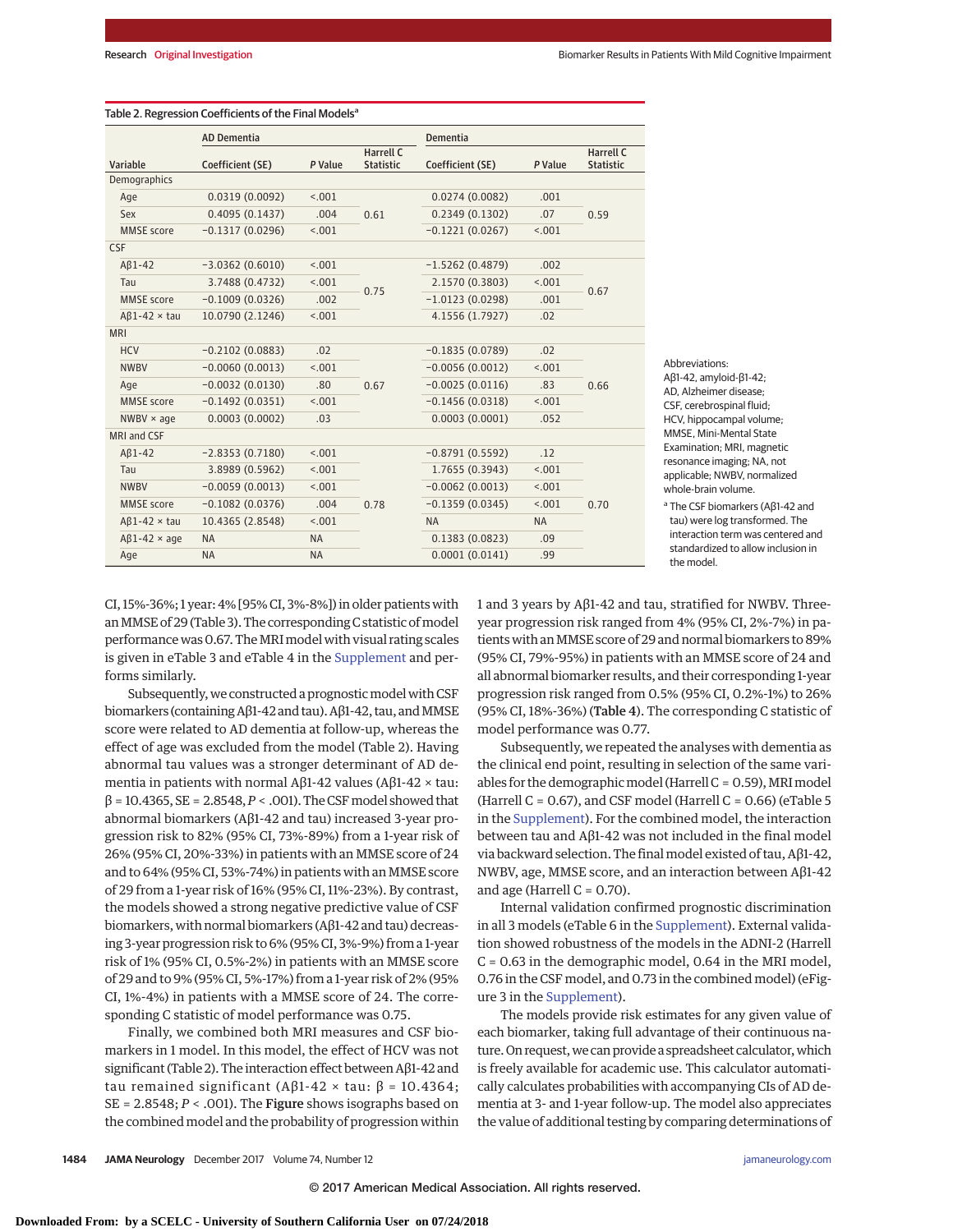Table 2. Regression Coefficients of the Final Models[a]

| Variable | AD Dementia Coefficient (SE) | AD Dementia *P* Value | AD Dementia Harrell C Statistic | Dementia Coefficient (SE) | Dementia *P* Value | Dementia Harrell C Statistic |
|---|---|---|---|---|---|---|
| Demographics | | | | | | |
| Age | 0.0319 (0.0092) | <.001 | 0.61 | 0.0274 (0.0082) | .001 | 0.59 |
| Sex | 0.4095 (0.1437) | .004 | | 0.2349 (0.1302) | .07 | |
| MMSE score | −0.1317 (0.0296) | <.001 | | −0.1221 (0.0267) | <.001 | |
| CSF | | | | | | |
| Aβ1-42 | −3.0362 (0.6010) | <.001 | 0.75 | −1.5262 (0.4879) | .002 | 0.67 |
| Tau | 3.7488 (0.4732) | <.001 | | 2.1570 (0.3803) | <.001 | |
| MMSE score | −0.1009 (0.0326) | .002 | | −1.0123 (0.0298) | .001 | |
| Aβ1-42 × tau | 10.0790 (2.1246) | <.001 | | 4.1556 (1.7927) | .02 | |
| MRI | | | | | | |
| HCV | −0.2102 (0.0883) | .02 | 0.67 | −0.1835 (0.0789) | .02 | 0.66 |
| NWBV | −0.0060 (0.0013) | <.001 | | −0.0056 (0.0012) | <.001 | |
| Age | −0.0032 (0.0130) | .80 | | −0.0025 (0.0116) | .83 | |
| MMSE score | −0.1492 (0.0351) | <.001 | | −0.1456 (0.0318) | <.001 | |
| NWBV × age | 0.0003 (0.0002) | .03 | | 0.0003 (0.0001) | .052 | |
| MRI and CSF | | | | | | |
| Aβ1-42 | −2.8353 (0.7180) | <.001 | 0.78 | −0.8791 (0.5592) | .12 | 0.70 |
| Tau | 3.8989 (0.5962) | <.001 | | 1.7655 (0.3943) | <.001 | |
| NWBV | −0.0059 (0.0013) | <.001 | | −0.0062 (0.0013) | <.001 | |
| MMSE score | −0.1082 (0.0376) | .004 | | −0.1359 (0.0345) | <.001 | |
| Aβ1-42 × tau | 10.4365 (2.8548) | <.001 | | NA | NA | |
| Aβ1-42 × age | NA | NA | | 0.1383 (0.0823) | .09 | |
| Age | NA | NA | | 0.0001 (0.0141) | .99 | |

Abbreviations: Aβ1-42, amyloid-β1-42; AD, Alzheimer disease; CSF, cerebrospinal fluid; HCV, hippocampal volume; MMSE, Mini-Mental State Examination; MRI, magnetic resonance imaging; NA, not applicable; NWBV, normalized whole-brain volume.

[a] The CSF biomarkers (Aβ1-42 and tau) were log transformed. The interaction term was centered and standardized to allow inclusion in the model.

CI, 15%-36%; 1 year: 4% [95% CI, 3%-8%]) in older patients with an MMSE of 29 (Table 3). The corresponding C statistic of model performance was 0.67. The MRI model with visual rating scales is given in eTable 3 and eTable 4 in the Supplement and performs similarly.

Subsequently, we constructed a prognostic model with CSF biomarkers (containing Aβ1-42 and tau). Aβ1-42, tau, and MMSE score were related to AD dementia at follow-up, whereas the effect of age was excluded from the model (Table 2). Having abnormal tau values was a stronger determinant of AD dementia in patients with normal Aβ1-42 values (Aβ1-42 × tau: β = 10.4365, SE = 2.8548, $P < .001$). The CSF model showed that abnormal biomarkers (Aβ1-42 and tau) increased 3-year progression risk to 82% (95% CI, 73%-89%) from a 1-year risk of 26% (95% CI, 20%-33%) in patients with an MMSE score of 24 and to 64% (95% CI, 53%-74%) in patients with an MMSE score of 29 from a 1-year risk of 16% (95% CI, 11%-23%). By contrast, the models showed a strong negative predictive value of CSF biomarkers, with normal biomarkers (Aβ1-42 and tau) decreasing 3-year progression risk to 6% (95% CI, 3%-9%) from a 1-year risk of 1% (95% CI, 0.5%-2%) in patients with an MMSE score of 29 and to 9% (95% CI, 5%-17%) from a 1-year risk of 2% (95% CI, 1%-4%) in patients with a MMSE score of 24. The corresponding C statistic of model performance was 0.75.

Finally, we combined both MRI measures and CSF biomarkers in 1 model. In this model, the effect of HCV was not significant (Table 2). The interaction effect between Aβ1-42 and tau remained significant (Aβ1-42 × tau: β = 10.4364; SE = 2.8548; $P < .001$). The **Figure** shows isographs based on the combined model and the probability of progression within 1 and 3 years by Aβ1-42 and tau, stratified for NWBV. Three-year progression risk ranged from 4% (95% CI, 2%-7%) in patients with an MMSE score of 29 and normal biomarkers to 89% (95% CI, 79%-95%) in patients with an MMSE score of 24 and all abnormal biomarker results, and their corresponding 1-year progression risk ranged from 0.5% (95% CI, 0.2%-1%) to 26% (95% CI, 18%-36%) (**Table 4**). The corresponding C statistic of model performance was 0.77.

Subsequently, we repeated the analyses with dementia as the clinical end point, resulting in selection of the same variables for the demographic model (Harrell C = 0.59), MRI model (Harrell C = 0.67), and CSF model (Harrell C = 0.66) (eTable 5 in the Supplement). For the combined model, the interaction between tau and Aβ1-42 was not included in the final model via backward selection. The final model existed of tau, Aβ1-42, NWBV, age, MMSE score, and an interaction between Aβ1-42 and age (Harrell C = 0.70).

Internal validation confirmed prognostic discrimination in all 3 models (eTable 6 in the Supplement). External validation showed robustness of the models in the ADNI-2 (Harrell C = 0.63 in the demographic model, 0.64 in the MRI model, 0.76 in the CSF model, and 0.73 in the combined model) (eFigure 3 in the Supplement).

The models provide risk estimates for any given value of each biomarker, taking full advantage of their continuous nature. On request, we can provide a spreadsheet calculator, which is freely available for academic use. This calculator automatically calculates probabilities with accompanying CIs of AD dementia at 3- and 1-year follow-up. The model also appreciates the value of additional testing by comparing determinations of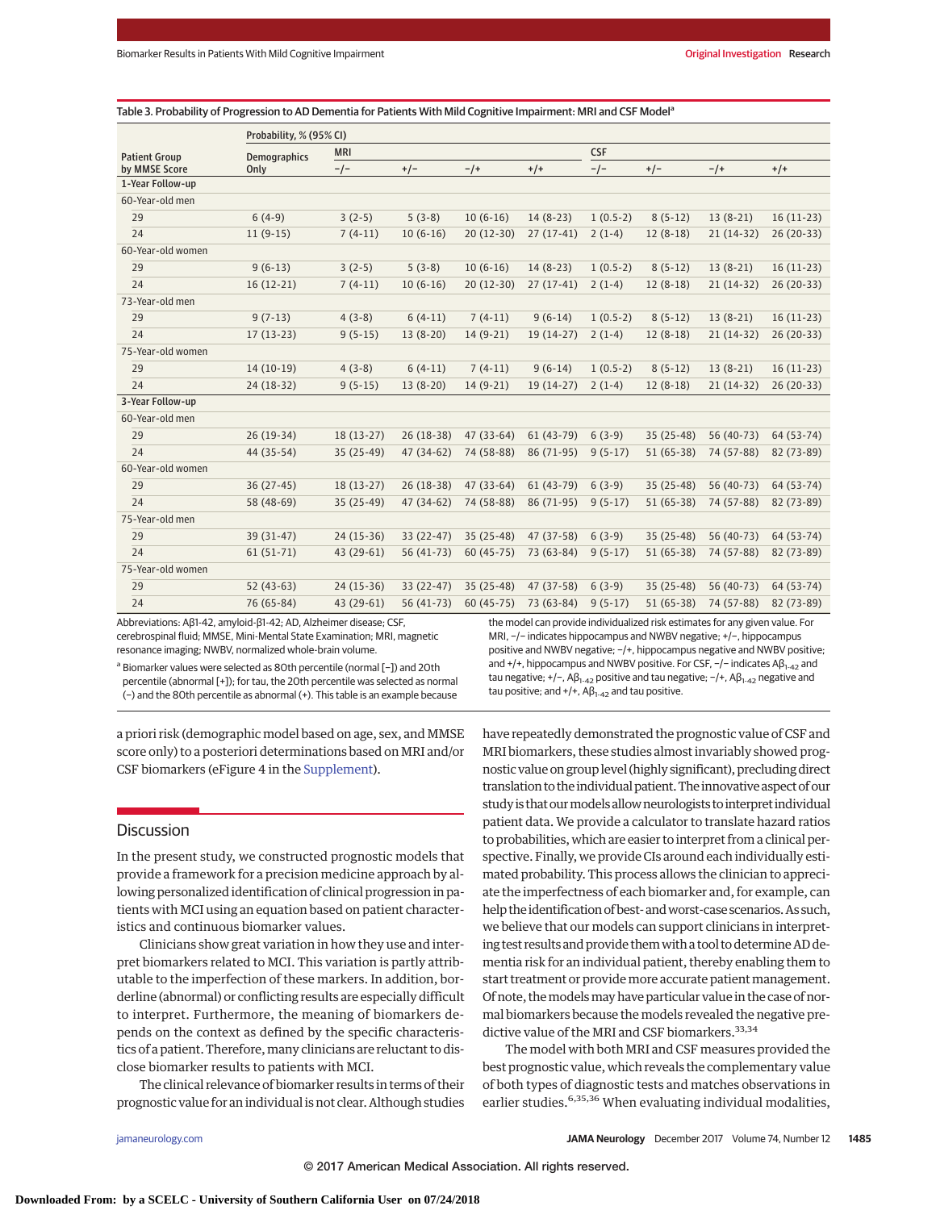Table 3. Probability of Progression to AD Dementia for Patients With Mild Cognitive Impairment: MRI and CSF Model[a]

| Patient Group by MMSE Score | Probability, % (95% CI) | | | | | | | | |
|---|---|---|---|---|---|---|---|---|---|
| | Demographics Only | MRI | | | | CSF | | | |
| | | −/− | +/− | −/+ | +/+ | −/− | +/− | −/+ | +/+ |
| **1-Year Follow-up** | | | | | | | | | |
| 60-Year-old men | | | | | | | | | |
| 29 | 6 (4-9) | 3 (2-5) | 5 (3-8) | 10 (6-16) | 14 (8-23) | 1 (0.5-2) | 8 (5-12) | 13 (8-21) | 16 (11-23) |
| 24 | 11 (9-15) | 7 (4-11) | 10 (6-16) | 20 (12-30) | 27 (17-41) | 2 (1-4) | 12 (8-18) | 21 (14-32) | 26 (20-33) |
| 60-Year-old women | | | | | | | | | |
| 29 | 9 (6-13) | 3 (2-5) | 5 (3-8) | 10 (6-16) | 14 (8-23) | 1 (0.5-2) | 8 (5-12) | 13 (8-21) | 16 (11-23) |
| 24 | 16 (12-21) | 7 (4-11) | 10 (6-16) | 20 (12-30) | 27 (17-41) | 2 (1-4) | 12 (8-18) | 21 (14-32) | 26 (20-33) |
| 73-Year-old men | | | | | | | | | |
| 29 | 9 (7-13) | 4 (3-8) | 6 (4-11) | 7 (4-11) | 9 (6-14) | 1 (0.5-2) | 8 (5-12) | 13 (8-21) | 16 (11-23) |
| 24 | 17 (13-23) | 9 (5-15) | 13 (8-20) | 14 (9-21) | 19 (14-27) | 2 (1-4) | 12 (8-18) | 21 (14-32) | 26 (20-33) |
| 75-Year-old women | | | | | | | | | |
| 29 | 14 (10-19) | 4 (3-8) | 6 (4-11) | 7 (4-11) | 9 (6-14) | 1 (0.5-2) | 8 (5-12) | 13 (8-21) | 16 (11-23) |
| 24 | 24 (18-32) | 9 (5-15) | 13 (8-20) | 14 (9-21) | 19 (14-27) | 2 (1-4) | 12 (8-18) | 21 (14-32) | 26 (20-33) |
| **3-Year Follow-up** | | | | | | | | | |
| 60-Year-old men | | | | | | | | | |
| 29 | 26 (19-34) | 18 (13-27) | 26 (18-38) | 47 (33-64) | 61 (43-79) | 6 (3-9) | 35 (25-48) | 56 (40-73) | 64 (53-74) |
| 24 | 44 (35-54) | 35 (25-49) | 47 (34-62) | 74 (58-88) | 86 (71-95) | 9 (5-17) | 51 (65-38) | 74 (57-88) | 82 (73-89) |
| 60-Year-old women | | | | | | | | | |
| 29 | 36 (27-45) | 18 (13-27) | 26 (18-38) | 47 (33-64) | 61 (43-79) | 6 (3-9) | 35 (25-48) | 56 (40-73) | 64 (53-74) |
| 24 | 58 (48-69) | 35 (25-49) | 47 (34-62) | 74 (58-88) | 86 (71-95) | 9 (5-17) | 51 (65-38) | 74 (57-88) | 82 (73-89) |
| 75-Year-old men | | | | | | | | | |
| 29 | 39 (31-47) | 24 (15-36) | 33 (22-47) | 35 (25-48) | 47 (37-58) | 6 (3-9) | 35 (25-48) | 56 (40-73) | 64 (53-74) |
| 24 | 61 (51-71) | 43 (29-61) | 56 (41-73) | 60 (45-75) | 73 (63-84) | 9 (5-17) | 51 (65-38) | 74 (57-88) | 82 (73-89) |
| 75-Year-old women | | | | | | | | | |
| 29 | 52 (43-63) | 24 (15-36) | 33 (22-47) | 35 (25-48) | 47 (37-58) | 6 (3-9) | 35 (25-48) | 56 (40-73) | 64 (53-74) |
| 24 | 76 (65-84) | 43 (29-61) | 56 (41-73) | 60 (45-75) | 73 (63-84) | 9 (5-17) | 51 (65-38) | 74 (57-88) | 82 (73-89) |

Abbreviations: Aβ1-42, amyloid-β1-42; AD, Alzheimer disease; CSF, cerebrospinal fluid; MMSE, Mini-Mental State Examination; MRI, magnetic resonance imaging; NWBV, normalized whole-brain volume.

[a] Biomarker values were selected as 80th percentile (normal [−]) and 20th percentile (abnormal [+]); for tau, the 20th percentile was selected as normal (−) and the 80th percentile as abnormal (+). This table is an example because the model can provide individualized risk estimates for any given value. For MRI, −/− indicates hippocampus and NWBV negative; +/−, hippocampus positive and NWBV negative; −/+, hippocampus negative and NWBV positive; and +/+, hippocampus and NWBV positive. For CSF, −/− indicates $A\beta_{1-42}$ and tau negative; +/−, $A\beta_{1-42}$ positive and tau negative; −/+, $A\beta_{1-42}$ negative and tau positive; and +/+, $A\beta_{1-42}$ and tau positive.

a priori risk (demographic model based on age, sex, and MMSE score only) to a posteriori determinations based on MRI and/or CSF biomarkers (eFigure 4 in the Supplement).

## Discussion

In the present study, we constructed prognostic models that provide a framework for a precision medicine approach by allowing personalized identification of clinical progression in patients with MCI using an equation based on patient characteristics and continuous biomarker values.

Clinicians show great variation in how they use and interpret biomarkers related to MCI. This variation is partly attributable to the imperfection of these markers. In addition, borderline (abnormal) or conflicting results are especially difficult to interpret. Furthermore, the meaning of biomarkers depends on the context as defined by the specific characteristics of a patient. Therefore, many clinicians are reluctant to disclose biomarker results to patients with MCI.

The clinical relevance of biomarker results in terms of their prognostic value for an individual is not clear. Although studies have repeatedly demonstrated the prognostic value of CSF and MRI biomarkers, these studies almost invariably show prognostic value on group level (highly significant), precluding direct translation to the individual patient. The innovative aspect of our study is that our models allow neurologists to interpret individual patient data. We provide a calculator to translate hazard ratios to probabilities, which are easier to interpret from a clinical perspective. Finally, we provide CIs around each individually estimated probability. This process allows the clinician to appreciate the imperfectness of each biomarker and, for example, can help the identification of best- and worst-case scenarios. As such, we believe that our models can support clinicians in interpreting test results and provide them with a tool to determine AD dementia risk for an individual patient, thereby enabling them to start treatment or provide more accurate patient management. Of note, the models may have particular value in the case of normal biomarkers because the models revealed the negative predictive value of the MRI and CSF biomarkers.[33,34]

The model with both MRI and CSF measures provided the best prognostic value, which reveals the complementary value of both types of diagnostic tests and matches observations in earlier studies.[6,35,36] When evaluating individual modalities,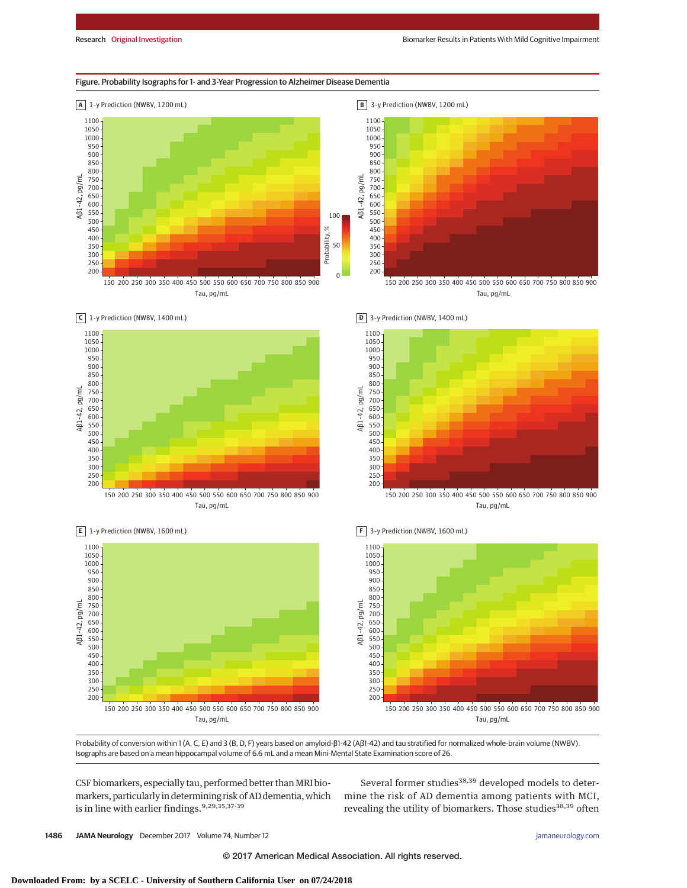Figure. Probability Isographs for 1- and 3-Year Progression to Alzheimer Disease Dementia

Probability of conversion within 1 (A, C, E) and 3 (B, D, F) years based on amyloid-β1-42 (Aβ1-42) and tau stratified for normalized whole-brain volume (NWBV). Isographs are based on a mean hippocampal volume of 6.6 mL and a mean Mini-Mental State Examination score of 26.

CSF biomarkers, especially tau, performed better than MRI biomarkers, particularly in determining risk of AD dementia, which is in line with earlier findings.[9,29,35,37-39]

Several former studies[38,39] developed models to determine the risk of AD dementia among patients with MCI, revealing the utility of biomarkers. Those studies[38,39] often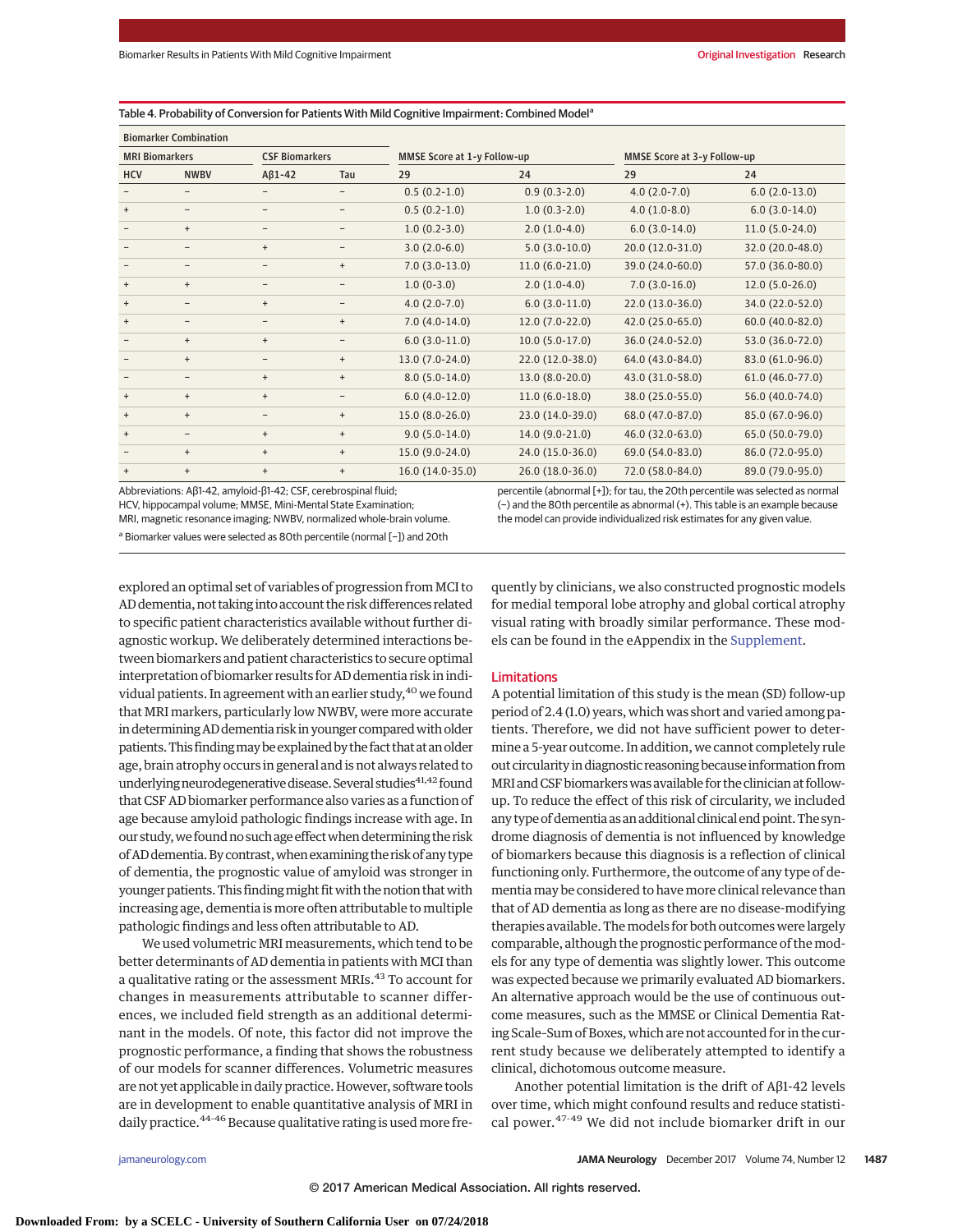Table 4. Probability of Conversion for Patients With Mild Cognitive Impairment: Combined Model[a]

| Biomarker Combination | | | | | | | |
|---|---|---|---|---|---|---|---|
| MRI Biomarkers | | CSF Biomarkers | | MMSE Score at 1-y Follow-up | | MMSE Score at 3-y Follow-up | |
| HCV | NWBV | Aβ1-42 | Tau | 29 | 24 | 29 | 24 |
| – | – | – | – | 0.5 (0.2-1.0) | 0.9 (0.3-2.0) | 4.0 (2.0-7.0) | 6.0 (2.0-13.0) |
| + | – | – | – | 0.5 (0.2-1.0) | 1.0 (0.3-2.0) | 4.0 (1.0-8.0) | 6.0 (3.0-14.0) |
| – | + | – | – | 1.0 (0.2-3.0) | 2.0 (1.0-4.0) | 6.0 (3.0-14.0) | 11.0 (5.0-24.0) |
| – | – | + | – | 3.0 (2.0-6.0) | 5.0 (3.0-10.0) | 20.0 (12.0-31.0) | 32.0 (20.0-48.0) |
| – | – | – | + | 7.0 (3.0-13.0) | 11.0 (6.0-21.0) | 39.0 (24.0-60.0) | 57.0 (36.0-80.0) |
| + | + | – | – | 1.0 (0-3.0) | 2.0 (1.0-4.0) | 7.0 (3.0-16.0) | 12.0 (5.0-26.0) |
| + | – | + | – | 4.0 (2.0-7.0) | 6.0 (3.0-11.0) | 22.0 (13.0-36.0) | 34.0 (22.0-52.0) |
| + | – | – | + | 7.0 (4.0-14.0) | 12.0 (7.0-22.0) | 42.0 (25.0-65.0) | 60.0 (40.0-82.0) |
| – | + | + | – | 6.0 (3.0-11.0) | 10.0 (5.0-17.0) | 36.0 (24.0-52.0) | 53.0 (36.0-72.0) |
| – | + | – | + | 13.0 (7.0-24.0) | 22.0 (12.0-38.0) | 64.0 (43.0-84.0) | 83.0 (61.0-96.0) |
| – | – | + | + | 8.0 (5.0-14.0) | 13.0 (8.0-20.0) | 43.0 (31.0-58.0) | 61.0 (46.0-77.0) |
| + | + | + | – | 6.0 (4.0-12.0) | 11.0 (6.0-18.0) | 38.0 (25.0-55.0) | 56.0 (40.0-74.0) |
| + | + | – | + | 15.0 (8.0-26.0) | 23.0 (14.0-39.0) | 68.0 (47.0-87.0) | 85.0 (67.0-96.0) |
| + | – | + | + | 9.0 (5.0-14.0) | 14.0 (9.0-21.0) | 46.0 (32.0-63.0) | 65.0 (50.0-79.0) |
| – | + | + | + | 15.0 (9.0-24.0) | 24.0 (15.0-36.0) | 69.0 (54.0-83.0) | 86.0 (72.0-95.0) |
| + | + | + | + | 16.0 (14.0-35.0) | 26.0 (18.0-36.0) | 72.0 (58.0-84.0) | 89.0 (79.0-95.0) |

Abbreviations: Aβ1-42, amyloid-β1-42; CSF, cerebrospinal fluid; HCV, hippocampal volume; MMSE, Mini-Mental State Examination; MRI, magnetic resonance imaging; NWBV, normalized whole-brain volume.

[a] Biomarker values were selected as 80th percentile (normal [−]) and 20th percentile (abnormal [+]); for tau, the 20th percentile was selected as normal (−) and the 80th percentile as abnormal (+). This table is an example because the model can provide individualized risk estimates for any given value.

explored an optimal set of variables of progression from MCI to AD dementia, not taking into account the risk differences related to specific patient characteristics available without further diagnostic workup. We deliberately determined interactions between biomarkers and patient characteristics to secure optimal interpretation of biomarker results for AD dementia risk in individual patients. In agreement with an earlier study,[40] we found that MRI markers, particularly low NWBV, were more accurate in determining AD dementia risk in younger compared with older patients. This finding may be explained by the fact that at an older age, brain atrophy occurs in general and is not always related to underlying neurodegenerative disease. Several studies[41,42] found that CSF AD biomarker performance also varies as a function of age because amyloid pathologic findings increase with age. In our study, we found no such age effect when determining the risk of AD dementia. By contrast, when examining the risk of any type of dementia, the prognostic value of amyloid was stronger in younger patients. This finding might fit with the notion that with increasing age, dementia is more often attributable to multiple pathologic findings and less often attributable to AD.

We used volumetric MRI measurements, which tend to be better determinants of AD dementia in patients with MCI than a qualitative rating or the assessment MRIs.[43] To account for changes in measurements attributable to scanner differences, we included field strength as an additional determinant in the models. Of note, this factor did not improve the prognostic performance, a finding that shows the robustness of our models for scanner differences. Volumetric measures are not yet applicable in daily practice. However, software tools are in development to enable quantitative analysis of MRI in daily practice.[44-46] Because qualitative rating is used more frequently by clinicians, we also constructed prognostic models for medial temporal lobe atrophy and global cortical atrophy visual rating with broadly similar performance. These models can be found in the eAppendix in the Supplement.

## Limitations

A potential limitation of this study is the mean (SD) follow-up period of 2.4 (1.0) years, which was short and varied among patients. Therefore, we did not have sufficient power to determine a 5-year outcome. In addition, we cannot completely rule out circularity in diagnostic reasoning because information from MRI and CSF biomarkers was available for the clinician at follow-up. To reduce the effect of this risk of circularity, we included any type of dementia as an additional clinical end point. The syndrome diagnosis of dementia is not influenced by knowledge of biomarkers because this diagnosis is a reflection of clinical functioning only. Furthermore, the outcome of any type of dementia may be considered to have more clinical relevance than that of AD dementia as long as there are no disease-modifying therapies available. The models for both outcomes were largely comparable, although the prognostic performance of the models for any type of dementia was slightly lower. This outcome was expected because we primarily evaluated AD biomarkers. An alternative approach would be the use of continuous outcome measures, such as the MMSE or Clinical Dementia Rating Scale–Sum of Boxes, which are not accounted for in the current study because we deliberately attempted to identify a clinical, dichotomous outcome measure.

Another potential limitation is the drift of Aβ1-42 levels over time, which might confound results and reduce statistical power.[47-49] We did not include biomarker drift in our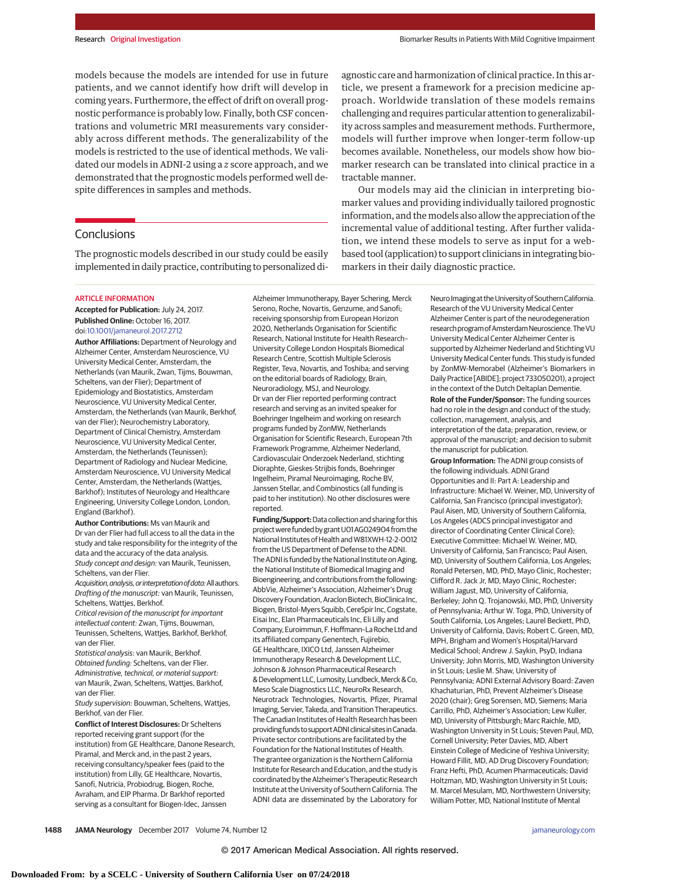models because the models are intended for use in future patients, and we cannot identify how drift will develop in coming years. Furthermore, the effect of drift on overall prognostic performance is probably low. Finally, both CSF concentrations and volumetric MRI measurements vary considerably across different methods. The generalizability of the models is restricted to the use of identical methods. We validated our models in ADNI-2 using a *z* score approach, and we demonstrated that the prognostic models performed well despite differences in samples and methods.

## Conclusions

The prognostic models described in our study could be easily implemented in daily practice, contributing to personalized diagnostic care and harmonization of clinical practice. In this article, we present a framework for a precision medicine approach. Worldwide translation of these models remains challenging and requires particular attention to generalizability across samples and measurement methods. Furthermore, models will further improve when longer-term follow-up becomes available. Nonetheless, our models show how biomarker research can be translated into clinical practice in a tractable manner.

Our models may aid the clinician in interpreting biomarker values and providing individually tailored prognostic information, and the models also allow the appreciation of the incremental value of additional testing. After further validation, we intend these models to serve as input for a web-based tool (application) to support clinicians in integrating biomarkers in their daily diagnostic practice.

ARTICLE INFORMATION

**Accepted for Publication:** July 24, 2017.

**Published Online:** October 16, 2017. doi:10.1001/jamaneurol.2017.2712

**Author Affiliations:** Department of Neurology and Alzheimer Center, Amsterdam Neuroscience, VU University Medical Center, Amsterdam, the Netherlands (van Maurik, Zwan, Tijms, Bouwman, Scheltens, van der Flier); Department of Epidemiology and Biostatistics, Amsterdam Neuroscience, VU University Medical Center, Amsterdam, the Netherlands (van Maurik, Berkhof, van der Flier); Neurochemistry Laboratory, Department of Clinical Chemistry, Amsterdam Neuroscience, VU University Medical Center, Amsterdam, the Netherlands (Teunissen); Department of Radiology and Nuclear Medicine, Amsterdam Neuroscience, VU University Medical Center, Amsterdam, the Netherlands (Wattjes, Barkhof); Institutes of Neurology and Healthcare Engineering, University College London, London, England (Barkhof).

**Author Contributions:** Ms van Maurik and Dr van der Flier had full access to all the data in the study and take responsibility for the integrity of the data and the accuracy of the data analysis.
*Study concept and design:* van Maurik, Teunissen, Scheltens, van der Flier.
*Acquisition, analysis, or interpretation of data:* All authors.
*Drafting of the manuscript:* van Maurik, Teunissen, Scheltens, Wattjes, Berkhof.
*Critical revision of the manuscript for important intellectual content:* Zwan, Tijms, Bouwman, Teunissen, Scheltens, Wattjes, Barkhof, Berkhof, van der Flier.
*Statistical analysis:* van Maurik, Berkhof.
*Obtained funding:* Scheltens, van der Flier.
*Administrative, technical, or material support:* van Maurik, Zwan, Scheltens, Wattjes, Barkhof, van der Flier.
*Study supervision:* Bouwman, Scheltens, Wattjes, Berkhof, van der Flier.

**Conflict of Interest Disclosures:** Dr Scheltens reported receiving grant support (for the institution) from GE Healthcare, Danone Research, Piramal, and Merck and, in the past 2 years, receiving consultancy/speaker fees (paid to the institution) from Lilly, GE Healthcare, Novartis, Sanofi, Nutricia, Probiodrug, Biogen, Roche, Avraham, and EIP Pharma. Dr Barkhof reported serving as a consultant for Biogen-Idec, Janssen Alzheimer Immunotherapy, Bayer Schering, Merck Serono, Roche, Novartis, Genzume, and Sanofi; receiving sponsorship from European Horizon 2020, Netherlands Organisation for Scientific Research, National Institute for Health Research–University College London Hospitals Biomedical Research Centre, Scottish Multiple Sclerosis Register, Teva, Novartis, and Toshiba; and serving on the editorial boards of Radiology, Brain, Neuroradiology, MSJ, and Neurology. Dr van der Flier reported performing contract research and serving as an invited speaker for Boehringer Ingelheim and working on research programs funded by ZonMW, Netherlands Organisation for Scientific Research, European 7th Framework Programme, Alzheimer Nederland, Cardiovasculair Onderzoek Nederland, stichting Dioraphte, Gieskes-Strijbis fonds, Boehringer Ingelheim, Piramal Neuroimaging, Roche BV, Janssen Stellar, and Combinostics (all funding is paid to her institution). No other disclosures were reported.

**Funding/Support:** Data collection and sharing for this project were funded by grant U01 AG024904 from the National Institutes of Health and W81XWH-12-2-0012 from the US Department of Defense to the ADNI. The ADNI is funded by the National Institute on Aging, the National Institute of Biomedical Imaging and Bioengineering, and contributions from the following: AbbVie, Alzheimer's Association, Alzheimer's Drug Discovery Foundation, Araclon Biotech, BioClinica Inc, Biogen, Bristol-Myers Squibb, CereSpir Inc, Cogstate, Eisai Inc, Elan Pharmaceuticals Inc, Eli Lilly and Company, Euroimmun, F. Hoffmann–La Roche Ltd and its affiliated company Genentech, Fujirebio, GE Healthcare, IXICO Ltd, Janssen Alzheimer Immunotherapy Research & Development LLC, Johnson & Johnson Pharmaceutical Research & Development LLC, Lumosity, Lundbeck, Merck & Co, Meso Scale Diagnostics LLC, NeuroRx Research, Neurotrack Technologies, Novartis, Pfizer, Piramal Imaging, Servier, Takeda, and Transition Therapeutics. The Canadian Institutes of Health Research has been providing funds to support ADNI clinical sites in Canada. Private sector contributions are facilitated by the Foundation for the National Institutes of Health. The grantee organization is the Northern California Institute for Research and Education, and the study is coordinated by the Alzheimer's Therapeutic Research Institute at the University of Southern California. The ADNI data are disseminated by the Laboratory for Neuro Imaging at the University of Southern California. Research of the VU University Medical Center Alzheimer Center is part of the neurodegeneration research program of Amsterdam Neuroscience. The VU University Medical Center Alzheimer Center is supported by Alzheimer Nederland and Stichting VU University Medical Center funds. This study is funded by ZonMW-Memorabel (Alzheimer's Biomarkers in Daily Practice [ABIDE]; project 733050201), a project in the context of the Dutch Deltaplan Dementie.

**Role of the Funder/Sponsor:** The funding sources had no role in the design and conduct of the study; collection, management, analysis, and interpretation of the data; preparation, review, or approval of the manuscript; and decision to submit the manuscript for publication.

**Group Information:** The ADNI group consists of the following individuals. ADNI Grand Opportunities and II: Part A: Leadership and Infrastructure: Michael W. Weiner, MD, University of California, San Francisco (principal investigator); Paul Aisen, MD, University of Southern California, Los Angeles (ADCS principal investigator and director of Coordinating Center Clinical Core); Executive Committee: Michael W. Weiner, MD, University of California, San Francisco; Paul Aisen, MD, University of Southern California, Los Angeles; Ronald Petersen, MD, PhD, Mayo Clinic, Rochester; Clifford R. Jack Jr, MD, Mayo Clinic, Rochester; William Jagust, MD, University of California, Berkeley; John Q. Trojanowski, MD, PhD, University of Pennsylvania; Arthur W. Toga, PhD, University of South California, Los Angeles; Laurel Beckett, PhD, University of California, Davis; Robert C. Green, MD, MPH, Brigham and Women's Hospital/Harvard Medical School; Andrew J. Saykin, PsyD, Indiana University; John Morris, MD, Washington University in St Louis; Leslie M. Shaw, University of Pennsylvania; ADNI External Advisory Board: Zaven Khachaturian, PhD, Prevent Alzheimer's Disease 2020 (chair); Greg Sorensen, MD, Siemens; Maria Carrillo, PhD, Alzheimer's Association; Lew Kuller, MD, University of Pittsburgh; Marc Raichle, MD, Washington University in St Louis; Steven Paul, MD, Cornell University; Peter Davies, MD, Albert Einstein College of Medicine of Yeshiva University; Howard Fillit, MD, AD Drug Discovery Foundation; Franz Hefti, PhD, Acumen Pharmaceuticals; David Holtzman, MD, Washington University in St Louis; M. Marcel Mesulam, MD, Northwestern University; William Potter, MD, National Institute of Mental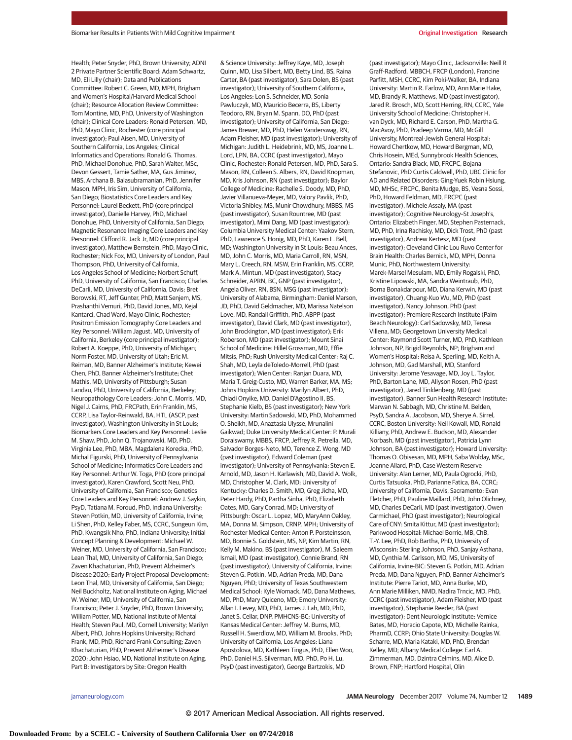Health; Peter Snyder, PhD, Brown University; ADNI 2 Private Partner Scientific Board: Adam Schwartz, MD, Eli Lilly (chair); Data and Publications Committee: Robert C. Green, MD, MPH, Brigham and Women's Hospital/Harvard Medical School (chair); Resource Allocation Review Committee: Tom Montine, MD, PhD, University of Washington (chair); Clinical Core Leaders: Ronald Petersen, MD, PhD, Mayo Clinic, Rochester (core principal investigator); Paul Aisen, MD, University of Southern California, Los Angeles; Clinical Informatics and Operations: Ronald G. Thomas, PhD, Michael Donohue, PhD, Sarah Walter, MSc, Devon Gessert, Tamie Sather, MA, Gus Jiminez, MBS, Archana B. Balasubramanian, PhD, Jennifer Mason, MPH, Iris Sim, University of California, San Diego; Biostatistics Core Leaders and Key Personnel: Laurel Beckett, PhD (core principal investigator), Danielle Harvey, PhD, Michael Donohue, PhD, University of California, San Diego; Magnetic Resonance Imaging Core Leaders and Key Personnel: Clifford R. Jack Jr, MD (core principal investigator), Matthew Bernstein, PhD, Mayo Clinic, Rochester; Nick Fox, MD, University of London, Paul Thompson, PhD, University of California, Los Angeles School of Medicine; Norbert Schuff, PhD, University of California, San Francisco; Charles DeCarli, MD, University of California, Davis; Bret Borowski, RT, Jeff Gunter, PhD, Matt Senjem, MS, Prashanthi Vemuri, PhD, David Jones, MD, Kejal Kantarci, Chad Ward, Mayo Clinic, Rochester; Positron Emission Tomography Core Leaders and Key Personnel: William Jagust, MD, University of California, Berkeley (core principal investigator); Robert A. Koeppe, PhD, University of Michigan; Norm Foster, MD, University of Utah; Eric M. Reiman, MD, Banner Alzheimer's Institute; Kewei Chen, PhD, Banner Alzheimer's Institute; Chet Mathis, MD, University of Pittsburgh; Susan Landau, PhD, University of California, Berkeley; Neuropathology Core Leaders: John C. Morris, MD, Nigel J. Cairns, PhD, FRCPath, Erin Franklin, MS, CCRP, Lisa Taylor-Reinwald, BA, HTL (ASCP, past investigator), Washington University in St Louis; Biomarkers Core Leaders and Key Personnel: Leslie M. Shaw, PhD, John Q. Trojanowski, MD, PhD, Virginia Lee, PhD, MBA, Magdalena Korecka, PhD, Michal Figurski, PhD, University of Pennsylvania School of Medicine; Informatics Core Leaders and Key Personnel: Arthur W. Toga, PhD (core principal investigator), Karen Crawford, Scott Neu, PhD, University of California, San Francisco; Genetics Core Leaders and Key Personnel: Andrew J. Saykin, PsyD, Tatiana M. Foroud, PhD, Indiana University; Steven Potkin, MD, University of California, Irvine; Li Shen, PhD, Kelley Faber, MS, CCRC, Sungeun Kim, PhD, Kwangsik Nho, PhD, Indiana University; Initial Concept Planning & Development: Michael W. Weiner, MD, University of California, San Francisco; Lean Thal, MD, University of California, San Diego; Zaven Khachaturian, PhD, Prevent Alzheimer's Disease 2020; Early Project Proposal Development: Leon Thal, MD, University of California, San Diego; Neil Buckholtz, National Institute on Aging, Michael W. Weiner, MD, University of California, San Francisco; Peter J. Snyder, PhD, Brown University; William Potter, MD, National Institute of Mental Health; Steven Paul, MD, Cornell University; Marilyn Albert, PhD, Johns Hopkins University; Richard Frank, MD, PhD, Richard Frank Consulting; Zaven Khachaturian, PhD, Prevent Alzheimer's Disease 2020; John Hsiao, MD, National Institute on Aging. Part B: Investigators by Site: Oregon Health & Science University: Jeffrey Kaye, MD, Joseph Quinn, MD, Lisa Silbert, MD, Betty Lind, BS, Raina Carter, BA (past investigator), Sara Dolen, BS (past investigator); University of Southern California, Los Angeles: Lon S. Schneider, MD, Sonia Pawluczyk, MD, Mauricio Becerra, BS, Liberty Teodoro, RN, Bryan M. Spann, DO, PhD (past investigator); University of California, San Diego: James Brewer, MD, PhD, Helen Vanderswag, RN, Adam Fleisher, MD (past investigator); University of Michigan: Judith L. Heidebrink, MD, MS, Joanne L. Lord, LPN, BA, CCRC (past investigator), Mayo Clinic, Rochester: Ronald Petersen, MD, PhD, Sara S. Mason, RN, Colleen S. Albers, RN, David Knopman, MD, Kris Johnson, RN (past investigator); Baylor College of Medicine: Rachelle S. Doody, MD, PhD, Javier Villanueva-Meyer, MD, Valory Pavlik, PhD, Victoria Shibley, MS, Munir Chowdhury, MBBS, MS (past investigator), Susan Rountree, MD (past investigator), Mimi Dang, MD (past investigator); Columbia University Medical Center: Yaakov Stern, PhD, Lawrence S. Honig, MD, PhD, Karen L. Bell, MD; Washington University in St Louis: Beau Ances, MD, John C. Morris, MD, Maria Carroll, RN, MSN, Mary L. Creech, RN, MSW, Erin Franklin, MS, CCRP, Mark A. Mintun, MD (past investigator), Stacy Schneider, APRN, BC, GNP (past investigator), Angela Oliver, RN, BSN, MSG (past investigator); University of Alabama, Birmingham: Daniel Marson, JD, PhD, David Geldmacher, MD, Marissa Natelson Love, MD, Randall Griffith, PhD, ABPP (past investigator), David Clark, MD (past investigator), John Brockington, MD (past investigator); Erik Roberson, MD (past investigator); Mount Sinai School of Medicine: Hillel Grossman, MD, Effie Mitsis, PhD; Rush University Medical Center: Raj C. Shah, MD, Leyla deToledo-Morrell, PhD (past investigator); Wien Center: Ranjan Duara, MD, Maria T. Greig-Custo, MD, Warren Barker, MA, MS; Johns Hopkins University: Marilyn Albert, PhD, Chiadi Onyike, MD, Daniel D'Agostino II, BS, Stephanie Kielb, BS (past investigator); New York University: Martin Sadowski, MD, PhD, Mohammed O. Sheikh, MD, Anaztasia Ulysse, Mrunalini Gaikwad; Duke University Medical Center: P. Murali Doraiswamy, MBBS, FRCP, Jeffrey R. Petrella, MD, Salvador Borges-Neto, MD, Terence Z. Wong, MD (past investigator), Edward Coleman (past investigator); University of Pennsylvania: Steven E. Arnold, MD, Jason H. Karlawish, MD, David A. Wolk, MD, Christopher M. Clark, MD; University of Kentucky: Charles D. Smith, MD, Greg Jicha, MD, Peter Hardy, PhD, Partha Sinha, PhD, Elizabeth Oates, MD, Gary Conrad, MD; University of Pittsburgh: Oscar L. Lopez, MD, MaryAnn Oakley, MA, Donna M. Simpson, CRNP, MPH; University of Rochester Medical Center: Anton P. Porsteinsson, MD, Bonnie S. Goldstein, MS, NP, Kim Martin, RN, Kelly M. Makino, BS (past investigator), M. Saleem Ismail, MD (past investigator), Connie Brand, RN (past investigator); University of California, Irvine: Steven G. Potkin, MD, Adrian Preda, MD, Dana Nguyen, PhD; University of Texas Southwestern Medical School: Kyle Womack, MD, Dana Mathews, MD, PhD, Mary Quiceno, MD; Emory University: Allan I. Levey, MD, PhD, James J. Lah, MD, PhD, Janet S. Cellar, DNP, PMHCNS-BC; University of Kansas Medical Center: Jeffrey M. Burns, MD, Russell H. Swerdlow, MD, William M. Brooks, PhD; University of California, Los Angeles: Liana Apostolova, MD, Kathleen Tingus, PhD, Ellen Woo, PhD, Daniel H.S. Silverman, MD, PhD, Po H. Lu, PsyD (past investigator), George Bartzokis, MD (past investigator); Mayo Clinic, Jacksonville: Neill R Graff-Radford, MBBCH, FRCP (London), Francine Parfitt, MSH, CCRC, Kim Poki-Walker, BA, Indiana University: Martin R. Farlow, MD, Ann Marie Hake, MD, Brandy R. Matthews, MD (past investigator), Jared R. Brosch, MD, Scott Herring, RN, CCRC, Yale University School of Medicine: Christopher H. van Dyck, MD, Richard E. Carson, PhD, Martha G. MacAvoy, PhD, Pradeep Varma, MD, McGill University, Montreal-Jewish General Hospital: Howard Chertkow, MD, Howard Bergman, MD, Chris Hosein, MEd, Sunnybrook Health Sciences, Ontario: Sandra Black, MD, FRCPC, Bojana Stefanovic, PhD Curtis Caldwell, PhD, UBC Clinic for AD and Related Disorders: Ging-Yuek Robin Hsiung, MD, MHSc, FRCPC, Benita Mudge, BS, Vesna Sossi, PhD, Howard Feldman, MD, FRCPC (past investigator), Michele Assaly, MA (past investigator); Cognitive Neurology-St Joseph's, Ontario: Elizabeth Finger, MD, Stephen Pasternack, MD, PhD, Irina Rachisky, MD, Dick Trost, PhD (past investigator), Andrew Kertesz, MD (past investigator); Cleveland Clinic Lou Ruvo Center for Brain Health: Charles Bernick, MD, MPH, Donna Munic, PhD, Northwestern University: Marek-Marsel Mesulam, MD, Emily Rogalski, PhD, Kristine Lipowski, MA, Sandra Weintraub, PhD, Borna Bonakdarpour, MD, Diana Kerwin, MD (past investigator), Chuang-Kuo Wu, MD, PhD (past investigator), Nancy Johnson, PhD (past investigator); Premiere Research Institute (Palm Beach Neurology): Carl Sadowsky, MD, Teresa Villena, MD; Georgetown University Medical Center: Raymond Scott Turner, MD, PhD, Kathleen Johnson, NP, Brigid Reynolds, NP; Brigham and Women's Hospital: Reisa A. Sperling, MD, Keith A. Johnson, MD, Gad Marshall, MD, Stanford University: Jerome Yesavage, MD, Joy L. Taylor, PhD, Barton Lane, MD, Allyson Rosen, PhD (past investigator), Jared Tinklenberg, MD (past investigator), Banner Sun Health Research Institute: Marwan N. Sabbagh, MD, Christine M. Belden, PsyD, Sandra A. Jacobson, MD, Sherye A. Sirrel, CCRC, Boston University: Neil Kowall, MD, Ronald Killiany, PhD, Andrew E. Budson, MD, Alexander Norbash, MD (past investigator), Patricia Lynn Johnson, BA (past investigator); Howard University: Thomas O. Obisesan, MD, MPH, Saba Wolday, MSc, Joanne Allard, PhD, Case Western Reserve University: Alan Lerner, MD, Paula Ogrocki, PhD, Curtis Tatsuoka, PhD, Parianne Fatica, BA, CCRC; University of California, Davis, Sacramento: Evan Fletcher, PhD, Pauline Maillard, PhD, John Olichney, MD, Charles DeCarli, MD (past investigator), Owen Carmichael, PhD (past investigator); Neurological Care of CNY: Smita Kittur, MD (past investigator); Parkwood Hospital: Michael Borrie, MB, ChB, T.-Y. Lee, PhD, Rob Bartha, PhD, University of Wisconsin: Sterling Johnson, PhD, Sanjay Asthana, MD, Cynthia M. Carlsson, MD, MS, University of California, Irvine-BIC: Steven G. Potkin, MD, Adrian Preda, MD, Dana Nguyen, PhD, Banner Alzheimer's Institute: Pierre Tariot, MD, Anna Burke, MD, Ann Marie Milliken, NMD, Nadira Trncic, MD, PhD, CCRC (past investigator), Adam Fleisher, MD (past investigator), Stephanie Reeder, BA (past investigator); Dent Neurologic Institute: Vernice Bates, MD, Horacio Capote, MD, Michelle Rainka, PharmD, CCRP; Ohio State University: Douglas W. Scharre, MD, Maria Kataki, MD, PhD, Brendan Kelley, MD; Albany Medical College: Earl A. Zimmerman, MD, Dzintra Celmins, MD, Alice D. Brown, FNP; Hartford Hospital, Olin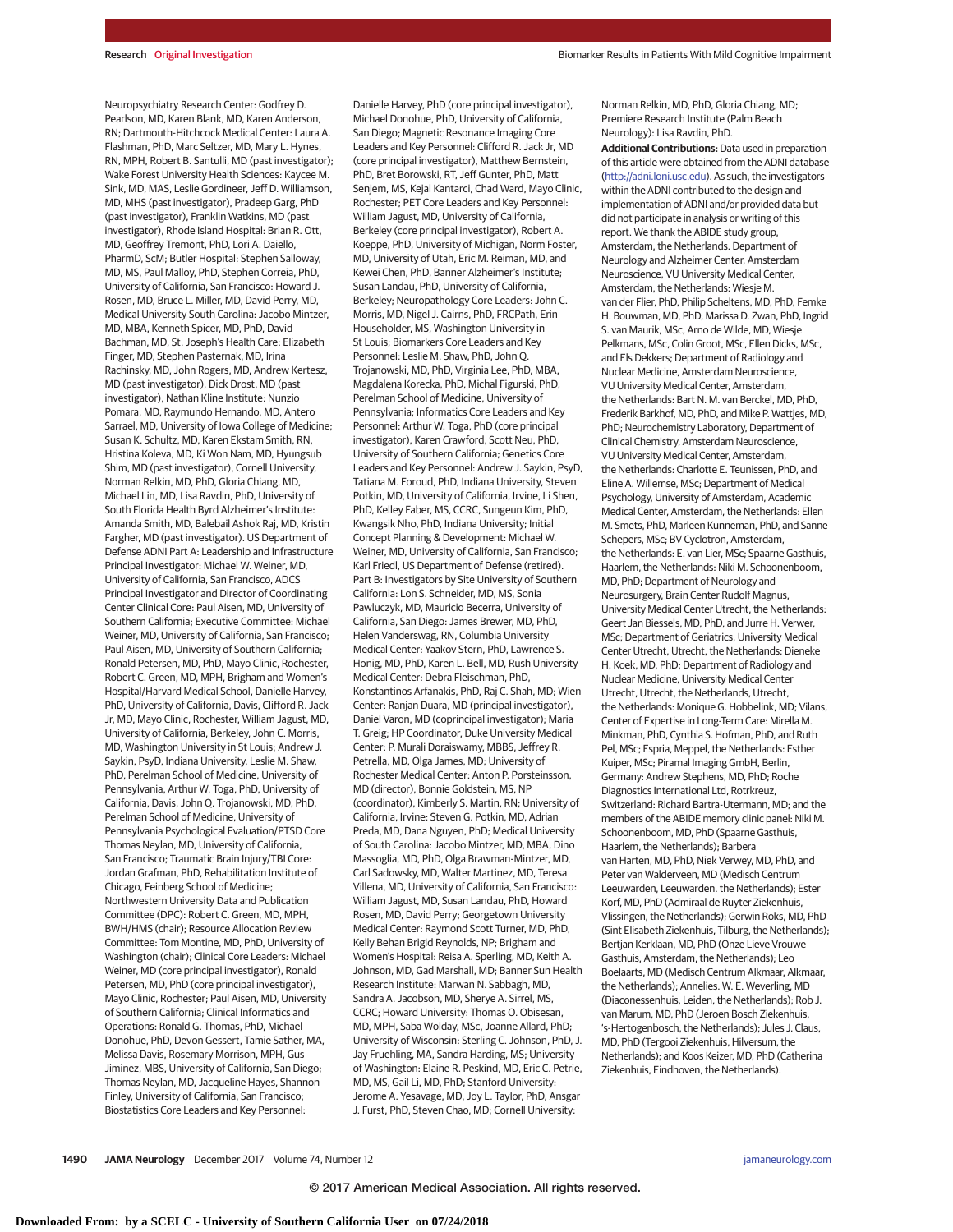Neuropsychiatry Research Center: Godfrey D. Pearlson, MD, Karen Blank, MD, Karen Anderson, RN; Dartmouth-Hitchcock Medical Center: Laura A. Flashman, PhD, Marc Seltzer, MD, Mary L. Hynes, RN, MPH, Robert B. Santulli, MD (past investigator); Wake Forest University Health Sciences: Kaycee M. Sink, MD, MAS, Leslie Gordineer, Jeff D. Williamson, MD, MHS (past investigator), Pradeep Garg, PhD (past investigator), Franklin Watkins, MD (past investigator), Rhode Island Hospital: Brian R. Ott, MD, Geoffrey Tremont, PhD, Lori A. Daiello, PharmD, ScM; Butler Hospital: Stephen Salloway, MD, MS, Paul Malloy, PhD, Stephen Correia, PhD, University of California, San Francisco: Howard J. Rosen, MD, Bruce L. Miller, MD, David Perry, MD, Medical University South Carolina: Jacobo Mintzer, MD, MBA, Kenneth Spicer, MD, PhD, David Bachman, MD, St. Joseph's Health Care: Elizabeth Finger, MD, Stephen Pasternak, MD, Irina Rachinsky, MD, John Rogers, MD, Andrew Kertesz, MD (past investigator), Dick Drost, MD (past investigator), Nathan Kline Institute: Nunzio Pomara, MD, Raymundo Hernando, MD, Antero Sarrael, MD, University of Iowa College of Medicine; Susan K. Schultz, MD, Karen Ekstam Smith, RN, Hristina Koleva, MD, Ki Won Nam, MD, Hyungsub Shim, MD (past investigator), Cornell University, Norman Relkin, MD, PhD, Gloria Chiang, MD, Michael Lin, MD, Lisa Ravdin, PhD, University of South Florida Health Byrd Alzheimer's Institute: Amanda Smith, MD, Balebail Ashok Raj, MD, Kristin Fargher, MD (past investigator). US Department of Defense ADNI Part A: Leadership and Infrastructure Principal Investigator: Michael W. Weiner, MD, University of California, San Francisco, ADCS Principal Investigator and Director of Coordinating Center Clinical Core: Paul Aisen, MD, University of Southern California; Executive Committee: Michael Weiner, MD, University of California, San Francisco; Paul Aisen, MD, University of Southern California; Ronald Petersen, MD, PhD, Mayo Clinic, Rochester, Robert C. Green, MD, MPH, Brigham and Women's Hospital/Harvard Medical School, Danielle Harvey, PhD, University of California, Davis, Clifford R. Jack Jr, MD, Mayo Clinic, Rochester, William Jagust, MD, University of California, Berkeley, John C. Morris, MD, Washington University in St Louis; Andrew J. Saykin, PsyD, Indiana University, Leslie M. Shaw, PhD, Perelman School of Medicine, University of Pennsylvania, Arthur W. Toga, PhD, University of California, Davis, John Q. Trojanowski, MD, PhD, Perelman School of Medicine, University of Pennsylvania Psychological Evaluation/PTSD Core Thomas Neylan, MD, University of California, San Francisco; Traumatic Brain Injury/TBI Core: Jordan Grafman, PhD, Rehabilitation Institute of Chicago, Feinberg School of Medicine; Northwestern University Data and Publication Committee (DPC): Robert C. Green, MD, MPH, BWH/HMS (chair); Resource Allocation Review Committee: Tom Montine, MD, PhD, University of Washington (chair); Clinical Core Leaders: Michael Weiner, MD (core principal investigator), Ronald Petersen, MD, PhD (core principal investigator), Mayo Clinic, Rochester; Paul Aisen, MD, University of Southern California; Clinical Informatics and Operations: Ronald G. Thomas, PhD, Michael Donohue, PhD, Devon Gessert, Tamie Sather, MA, Melissa Davis, Rosemary Morrison, MPH, Gus Jiminez, MBS, University of California, San Diego; Thomas Neylan, MD, Jacqueline Hayes, Shannon Finley, University of California, San Francisco; Biostatistics Core Leaders and Key Personnel: Danielle Harvey, PhD (core principal investigator), Michael Donohue, PhD, University of California, San Diego; Magnetic Resonance Imaging Core Leaders and Key Personnel: Clifford R. Jack Jr, MD (core principal investigator), Matthew Bernstein, PhD, Bret Borowski, RT, Jeff Gunter, PhD, Matt Senjem, MS, Kejal Kantarci, Chad Ward, Mayo Clinic, Rochester; PET Core Leaders and Key Personnel: William Jagust, MD, University of California, Berkeley (core principal investigator), Robert A. Koeppe, PhD, University of Michigan, Norm Foster, MD, University of Utah, Eric M. Reiman, MD, and Kewei Chen, PhD, Banner Alzheimer's Institute; Susan Landau, PhD, University of California, Berkeley; Neuropathology Core Leaders: John C. Morris, MD, Nigel J. Cairns, PhD, FRCPath, Erin Householder, MS, Washington University in St Louis; Biomarkers Core Leaders and Key Personnel: Leslie M. Shaw, PhD, John Q. Trojanowski, MD, PhD, Virginia Lee, PhD, MBA, Magdalena Korecka, PhD, Michal Figurski, PhD, Perelman School of Medicine, University of Pennsylvania; Informatics Core Leaders and Key Personnel: Arthur W. Toga, PhD (core principal investigator), Karen Crawford, Scott Neu, PhD, University of Southern California; Genetics Core Leaders and Key Personnel: Andrew J. Saykin, PsyD, Tatiana M. Foroud, PhD, Indiana University, Steven Potkin, MD, University of California, Irvine, Li Shen, PhD, Kelley Faber, MS, CCRC, Sungeun Kim, PhD, Kwangsik Nho, PhD, Indiana University; Initial Concept Planning & Development: Michael W. Weiner, MD, University of California, San Francisco; Karl Friedl, US Department of Defense (retired). Part B: Investigators by Site University of Southern California: Lon S. Schneider, MD, MS, Sonia Pawluczyk, MD, Mauricio Becerra, University of California, San Diego: James Brewer, MD, PhD, Helen Vanderswag, RN, Columbia University Medical Center: Yaakov Stern, PhD, Lawrence S. Honig, MD, PhD, Karen L. Bell, MD, Rush University Medical Center: Debra Fleischman, PhD, Konstantinos Arfanakis, PhD, Raj C. Shah, MD; Wien Center: Ranjan Duara, MD (principal investigator), Daniel Varon, MD (coprincipal investigator); Maria T. Greig; HP Coordinator, Duke University Medical Center: P. Murali Doraiswamy, MBBS, Jeffrey R. Petrella, MD, Olga James, MD; University of Rochester Medical Center: Anton P. Porsteinsson, MD (director), Bonnie Goldstein, MS, NP (coordinator), Kimberly S. Martin, RN; University of California, Irvine: Steven G. Potkin, MD, Adrian Preda, MD, Dana Nguyen, PhD; Medical University of South Carolina: Jacobo Mintzer, MD, MBA, Dino Massoglia, MD, PhD, Olga Brawman-Mintzer, MD, Carl Sadowsky, MD, Walter Martinez, MD, Teresa Villena, MD, University of California, San Francisco: William Jagust, MD, Susan Landau, PhD, Howard Rosen, MD, David Perry; Georgetown University Medical Center: Raymond Scott Turner, MD, PhD, Kelly Behan Brigid Reynolds, NP; Brigham and Women's Hospital: Reisa A. Sperling, MD, Keith A. Johnson, MD, Gad Marshall, MD; Banner Sun Health Research Institute: Marwan N. Sabbagh, MD, Sandra A. Jacobson, MD, Sherye A. Sirrel, MS, CCRC; Howard University: Thomas O. Obisesan, MD, MPH, Saba Wolday, MSc, Joanne Allard, PhD; University of Wisconsin: Sterling C. Johnson, PhD, J. Jay Fruehling, MA, Sandra Harding, MS; University of Washington: Elaine R. Peskind, MD, Eric C. Petrie, MD, MS, Gail Li, MD, PhD; Stanford University: Jerome A. Yesavage, MD, Joy L. Taylor, PhD, Ansgar J. Furst, PhD, Steven Chao, MD; Cornell University: Norman Relkin, MD, PhD, Gloria Chiang, MD; Premiere Research Institute (Palm Beach Neurology): Lisa Ravdin, PhD.

**Additional Contributions:** Data used in preparation of this article were obtained from the ADNI database (http://adni.loni.usc.edu). As such, the investigators within the ADNI contributed to the design and implementation of ADNI and/or provided data but did not participate in analysis or writing of this report. We thank the ABIDE study group, Amsterdam, the Netherlands. Department of Neurology and Alzheimer Center, Amsterdam Neuroscience, VU University Medical Center, Amsterdam, the Netherlands: Wiesje M. van der Flier, PhD, Philip Scheltens, MD, PhD, Femke H. Bouwman, MD, PhD, Marissa D. Zwan, PhD, Ingrid S. van Maurik, MSc, Arno de Wilde, MD, Wiesje Pelkmans, MSc, Colin Groot, MSc, Ellen Dicks, MSc, and Els Dekkers; Department of Radiology and Nuclear Medicine, Amsterdam Neuroscience, VU University Medical Center, Amsterdam, the Netherlands: Bart N. M. van Berckel, MD, PhD, Frederik Barkhof, MD, PhD, and Mike P. Wattjes, MD, PhD; Neurochemistry Laboratory, Department of Clinical Chemistry, Amsterdam Neuroscience, VU University Medical Center, Amsterdam, the Netherlands: Charlotte E. Teunissen, PhD, and Eline A. Willemse, MSc; Department of Medical Psychology, University of Amsterdam, Academic Medical Center, Amsterdam, the Netherlands: Ellen M. Smets, PhD, Marleen Kunneman, PhD, and Sanne Schepers, MSc; BV Cyclotron, Amsterdam, the Netherlands: E. van Lier, MSc; Spaarne Gasthuis, Haarlem, the Netherlands: Niki M. Schoonenboom, MD, PhD; Department of Neurology and Neurosurgery, Brain Center Rudolf Magnus, University Medical Center Utrecht, the Netherlands: Geert Jan Biessels, MD, PhD, and Jurre H. Verwer, MSc; Department of Geriatrics, University Medical Center Utrecht, Utrecht, the Netherlands: Dieneke H. Koek, MD, PhD; Department of Radiology and Nuclear Medicine, University Medical Center Utrecht, Utrecht, the Netherlands, Utrecht, the Netherlands: Monique G. Hobbelink, MD; Vilans, Center of Expertise in Long-Term Care: Mirella M. Minkman, PhD, Cynthia S. Hofman, PhD, and Ruth Pel, MSc; Espria, Meppel, the Netherlands: Esther Kuiper, MSc; Piramal Imaging GmbH, Berlin, Germany: Andrew Stephens, MD, PhD; Roche Diagnostics International Ltd, Rotrkreuz, Switzerland: Richard Bartra-Utermann, MD; and the members of the ABIDE memory clinic panel: Niki M. Schoonenboom, MD, PhD (Spaarne Gasthuis, Haarlem, the Netherlands); Barbera van Harten, MD, PhD, Niek Verwey, MD, PhD, and Peter van Walderveen, MD (Medisch Centrum Leeuwarden, Leeuwarden. the Netherlands); Ester Korf, MD, PhD (Admiraal de Ruyter Ziekenhuis, Vlissingen, the Netherlands); Gerwin Roks, MD, PhD (Sint Elisabeth Ziekenhuis, Tilburg, the Netherlands); Bertjan Kerklaan, MD, PhD (Onze Lieve Vrouwe Gasthuis, Amsterdam, the Netherlands); Leo Boelaarts, MD (Medisch Centrum Alkmaar, Alkmaar, the Netherlands); Annelies. W. E. Weverling, MD (Diaconessenhuis, Leiden, the Netherlands); Rob J. van Marum, MD, PhD (Jeroen Bosch Ziekenhuis, 's-Hertogenbosch, the Netherlands); Jules J. Claus, MD, PhD (Tergooi Ziekenhuis, Hilversum, the Netherlands); and Koos Keizer, MD, PhD (Catherina Ziekenhuis, Eindhoven, the Netherlands).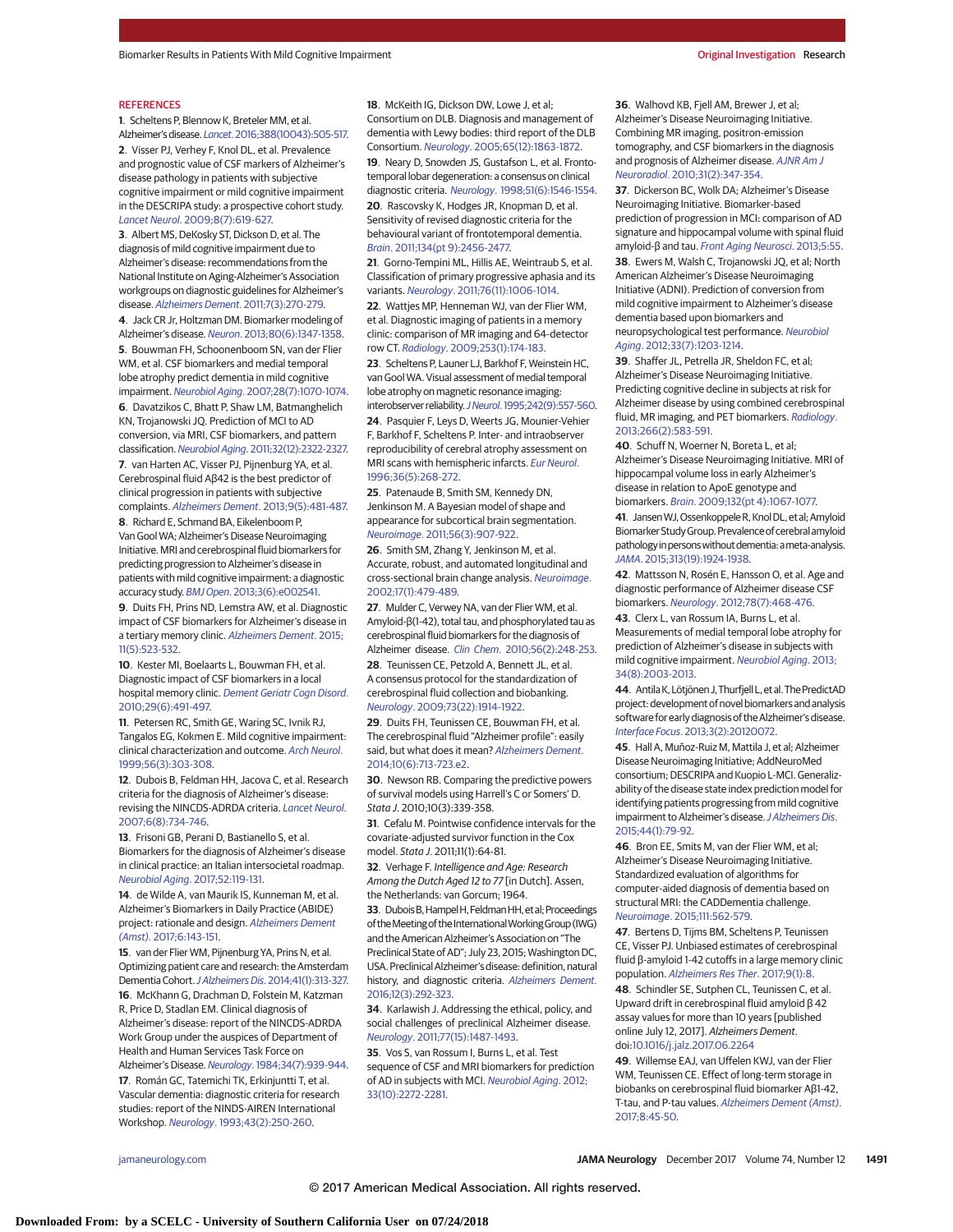## REFERENCES

1. Scheltens P, Blennow K, Breteler MM, et al. Alzheimer's disease. *Lancet*. 2016;388(10043):505-517.
2. Visser PJ, Verhey F, Knol DL, et al. Prevalence and prognostic value of CSF markers of Alzheimer's disease pathology in patients with subjective cognitive impairment or mild cognitive impairment in the DESCRIPA study: a prospective cohort study. *Lancet Neurol*. 2009;8(7):619-627.
3. Albert MS, DeKosky ST, Dickson D, et al. The diagnosis of mild cognitive impairment due to Alzheimer's disease: recommendations from the National Institute on Aging-Alzheimer's Association workgroups on diagnostic guidelines for Alzheimer's disease. *Alzheimers Dement*. 2011;7(3):270-279.
4. Jack CR Jr, Holtzman DM. Biomarker modeling of Alzheimer's disease. *Neuron*. 2013;80(6):1347-1358.
5. Bouwman FH, Schoonenboom SN, van der Flier WM, et al. CSF biomarkers and medial temporal lobe atrophy predict dementia in mild cognitive impairment. *Neurobiol Aging*. 2007;28(7):1070-1074.
6. Davatzikos C, Bhatt P, Shaw LM, Batmanghelich KN, Trojanowski JQ. Prediction of MCI to AD conversion, via MRI, CSF biomarkers, and pattern classification. *Neurobiol Aging*. 2011;32(12):2322-2327.
7. van Harten AC, Visser PJ, Pijnenburg YA, et al. Cerebrospinal fluid Aβ42 is the best predictor of clinical progression in patients with subjective complaints. *Alzheimers Dement*. 2013;9(5):481-487.
8. Richard E, Schmand BA, Eikelenboom P, Van Gool WA; Alzheimer's Disease Neuroimaging Initiative. MRI and cerebrospinal fluid biomarkers for predicting progression to Alzheimer's disease in patients with mild cognitive impairment: a diagnostic accuracy study. *BMJ Open*. 2013;3(6):e002541.
9. Duits FH, Prins ND, Lemstra AW, et al. Diagnostic impact of CSF biomarkers for Alzheimer's disease in a tertiary memory clinic. *Alzheimers Dement*. 2015;11(5):523-532.
10. Kester MI, Boelaarts L, Bouwman FH, et al. Diagnostic impact of CSF biomarkers in a local hospital memory clinic. *Dement Geriatr Cogn Disord*. 2010;29(6):491-497.
11. Petersen RC, Smith GE, Waring SC, Ivnik RJ, Tangalos EG, Kokmen E. Mild cognitive impairment: clinical characterization and outcome. *Arch Neurol*. 1999;56(3):303-308.
12. Dubois B, Feldman HH, Jacova C, et al. Research criteria for the diagnosis of Alzheimer's disease: revising the NINCDS-ADRDA criteria. *Lancet Neurol*. 2007;6(8):734-746.
13. Frisoni GB, Perani D, Bastianello S, et al. Biomarkers for the diagnosis of Alzheimer's disease in clinical practice: an Italian intersocietal roadmap. *Neurobiol Aging*. 2017;52:119-131.
14. de Wilde A, van Maurik IS, Kunneman M, et al. Alzheimer's Biomarkers in Daily Practice (ABIDE) project: rationale and design. *Alzheimers Dement (Amst)*. 2017;6:143-151.
15. van der Flier WM, Pijnenburg YA, Prins N, et al. Optimizing patient care and research: the Amsterdam Dementia Cohort. *J Alzheimers Dis*. 2014;41(1):313-327.
16. McKhann G, Drachman D, Folstein M, Katzman R, Price D, Stadlan EM. Clinical diagnosis of Alzheimer's disease: report of the NINCDS-ADRDA Work Group under the auspices of Department of Health and Human Services Task Force on Alzheimer's Disease. *Neurology*. 1984;34(7):939-944.
17. Román GC, Tatemichi TK, Erkinjuntti T, et al. Vascular dementia: diagnostic criteria for research studies: report of the NINDS-AIREN International Workshop. *Neurology*. 1993;43(2):250-260.
18. McKeith IG, Dickson DW, Lowe J, et al; Consortium on DLB. Diagnosis and management of dementia with Lewy bodies: third report of the DLB Consortium. *Neurology*. 2005;65(12):1863-1872.
19. Neary D, Snowden JS, Gustafson L, et al. Frontotemporal lobar degeneration: a consensus on clinical diagnostic criteria. *Neurology*. 1998;51(6):1546-1554.
20. Rascovsky K, Hodges JR, Knopman D, et al. Sensitivity of revised diagnostic criteria for the behavioural variant of frontotemporal dementia. *Brain*. 2011;134(pt 9):2456-2477.
21. Gorno-Tempini ML, Hillis AE, Weintraub S, et al. Classification of primary progressive aphasia and its variants. *Neurology*. 2011;76(11):1006-1014.
22. Wattjes MP, Henneman WJ, van der Flier WM, et al. Diagnostic imaging of patients in a memory clinic: comparison of MR imaging and 64-detector row CT. *Radiology*. 2009;253(1):174-183.
23. Scheltens P, Launer LJ, Barkhof F, Weinstein HC, van Gool WA. Visual assessment of medial temporal lobe atrophy on magnetic resonance imaging: interobserver reliability. *J Neurol*. 1995;242(9):557-560.
24. Pasquier F, Leys D, Weerts JG, Mounier-Vehier F, Barkhof F, Scheltens P. Inter- and intraobserver reproducibility of cerebral atrophy assessment on MRI scans with hemispheric infarcts. *Eur Neurol*. 1996;36(5):268-272.
25. Patenaude B, Smith SM, Kennedy DN, Jenkinson M. A Bayesian model of shape and appearance for subcortical brain segmentation. *Neuroimage*. 2011;56(3):907-922.
26. Smith SM, Zhang Y, Jenkinson M, et al. Accurate, robust, and automated longitudinal and cross-sectional brain change analysis. *Neuroimage*. 2002;17(1):479-489.
27. Mulder C, Verwey NA, van der Flier WM, et al. Amyloid-β(1-42), total tau, and phosphorylated tau as cerebrospinal fluid biomarkers for the diagnosis of Alzheimer disease. *Clin Chem*. 2010;56(2):248-253.
28. Teunissen CE, Petzold A, Bennett JL, et al. A consensus protocol for the standardization of cerebrospinal fluid collection and biobanking. *Neurology*. 2009;73(22):1914-1922.
29. Duits FH, Teunissen CE, Bouwman FH, et al. The cerebrospinal fluid "Alzheimer profile": easily said, but what does it mean? *Alzheimers Dement*. 2014;10(6):713-723.e2.
30. Newson RB. Comparing the predictive powers of survival models using Harrell's C or Somers' D. *Stata J*. 2010;10(3):339-358.
31. Cefalu M. Pointwise confidence intervals for the covariate-adjusted survivor function in the Cox model. *Stata J*. 2011;11(1):64-81.
32. Verhage F. *Intelligence and Age: Research Among the Dutch Aged 12 to 77* [in Dutch]. Assen, the Netherlands: van Gorcum; 1964.
33. Dubois B, Hampel H, Feldman HH, et al; Proceedings of the Meeting of the International Working Group (IWG) and the American Alzheimer's Association on "The Preclinical State of AD"; July 23, 2015; Washington DC, USA. Preclinical Alzheimer's disease: definition, natural history, and diagnostic criteria. *Alzheimers Dement*. 2016;12(3):292-323.
34. Karlawish J. Addressing the ethical, policy, and social challenges of preclinical Alzheimer disease. *Neurology*. 2011;77(15):1487-1493.
35. Vos S, van Rossum I, Burns L, et al. Test sequence of CSF and MRI biomarkers for prediction of AD in subjects with MCI. *Neurobiol Aging*. 2012;33(10):2272-2281.
36. Walhovd KB, Fjell AM, Brewer J, et al; Alzheimer's Disease Neuroimaging Initiative. Combining MR imaging, positron-emission tomography, and CSF biomarkers in the diagnosis and prognosis of Alzheimer disease. *AJNR Am J Neuroradiol*. 2010;31(2):347-354.
37. Dickerson BC, Wolk DA; Alzheimer's Disease Neuroimaging Initiative. Biomarker-based prediction of progression in MCI: comparison of AD signature and hippocampal volume with spinal fluid amyloid-β and tau. *Front Aging Neurosci*. 2013;5:55.
38. Ewers M, Walsh C, Trojanowski JQ, et al; North American Alzheimer's Disease Neuroimaging Initiative (ADNI). Prediction of conversion from mild cognitive impairment to Alzheimer's disease dementia based upon biomarkers and neuropsychological test performance. *Neurobiol Aging*. 2012;33(7):1203-1214.
39. Shaffer JL, Petrella JR, Sheldon FC, et al; Alzheimer's Disease Neuroimaging Initiative. Predicting cognitive decline in subjects at risk for Alzheimer disease by using combined cerebrospinal fluid, MR imaging, and PET biomarkers. *Radiology*. 2013;266(2):583-591.
40. Schuff N, Woerner N, Boreta L, et al; Alzheimer's Disease Neuroimaging Initiative. MRI of hippocampal volume loss in early Alzheimer's disease in relation to ApoE genotype and biomarkers. *Brain*. 2009;132(pt 4):1067-1077.
41. Jansen WJ, Ossenkoppele R, Knol DL, et al; Amyloid Biomarker Study Group. Prevalence of cerebral amyloid pathology in persons without dementia: a meta-analysis. *JAMA*. 2015;313(19):1924-1938.
42. Mattsson N, Rosén E, Hansson O, et al. Age and diagnostic performance of Alzheimer disease CSF biomarkers. *Neurology*. 2012;78(7):468-476.
43. Clerx L, van Rossum IA, Burns L, et al. Measurements of medial temporal lobe atrophy for prediction of Alzheimer's disease in subjects with mild cognitive impairment. *Neurobiol Aging*. 2013;34(8):2003-2013.
44. Antila K, Lötjönen J, Thurfjell L, et al. The PredictAD project: development of novel biomarkers and analysis software for early diagnosis of the Alzheimer's disease. *Interface Focus*. 2013;3(2):20120072.
45. Hall A, Muñoz-Ruiz M, Mattila J, et al; Alzheimer Disease Neuroimaging Initiative; AddNeuroMed consortium; DESCRIPA and Kuopio L-MCI. Generalizability of the disease state index prediction model for identifying patients progressing from mild cognitive impairment to Alzheimer's disease. *J Alzheimers Dis*. 2015;44(1):79-92.
46. Bron EE, Smits M, van der Flier WM, et al; Alzheimer's Disease Neuroimaging Initiative. Standardized evaluation of algorithms for computer-aided diagnosis of dementia based on structural MRI: the CADDementia challenge. *Neuroimage*. 2015;111:562-579.
47. Bertens D, Tijms BM, Scheltens P, Teunissen CE, Visser PJ. Unbiased estimates of cerebrospinal fluid β-amyloid 1-42 cutoffs in a large memory clinic population. *Alzheimers Res Ther*. 2017;9(1):8.
48. Schindler SE, Sutphen CL, Teunissen C, et al. Upward drift in cerebrospinal fluid amyloid β 42 assay values for more than 10 years [published online July 12, 2017]. *Alzheimers Dement*. doi:10.1016/j.jalz.2017.06.2264
49. Willemse EAJ, van Uffelen KWJ, van der Flier WM, Teunissen CE. Effect of long-term storage in biobanks on cerebrospinal fluid biomarker Aβ1-42, T-tau, and P-tau values. *Alzheimers Dement (Amst)*. 2017;8:45-50.